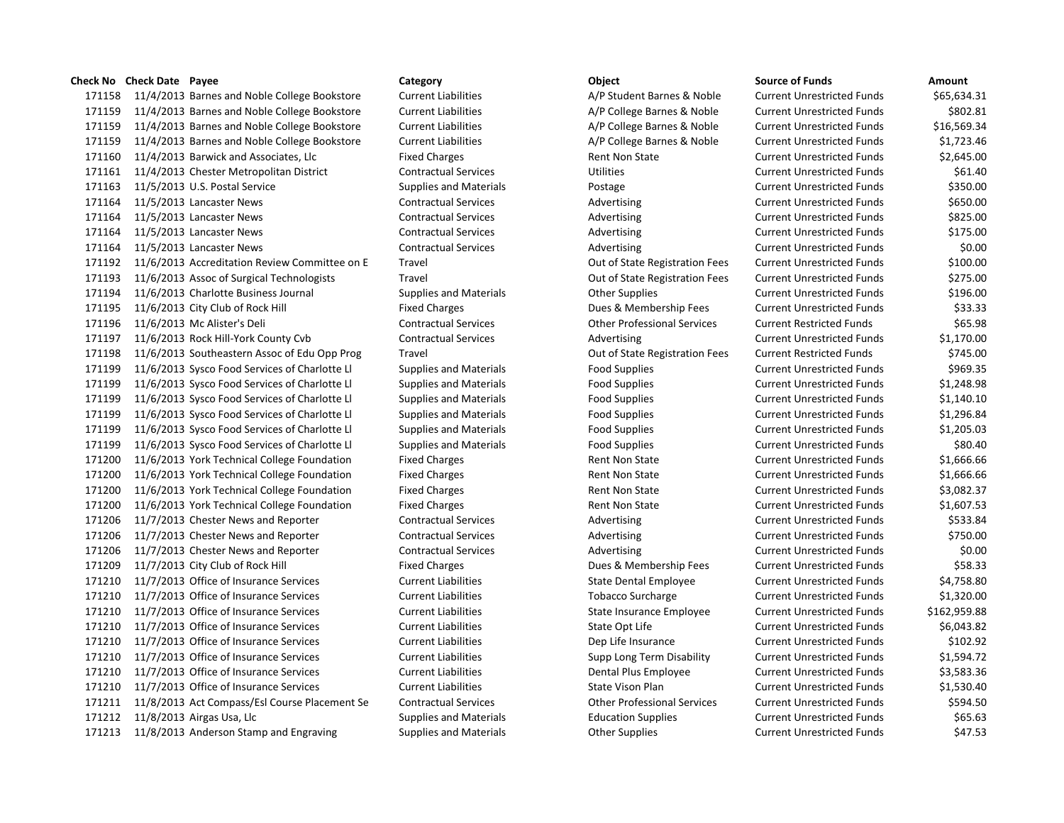| Check No | Check Date | Payee | Category | Object | Source of Funds | Amount |
|---|---|---|---|---|---|---|
| 171158 | 11/4/2013 | Barnes and Noble College Bookstore | Current Liabilities | A/P Student Barnes & Noble | Current Unrestricted Funds | $65,634.31 |
| 171159 | 11/4/2013 | Barnes and Noble College Bookstore | Current Liabilities | A/P College Barnes & Noble | Current Unrestricted Funds | $802.81 |
| 171159 | 11/4/2013 | Barnes and Noble College Bookstore | Current Liabilities | A/P College Barnes & Noble | Current Unrestricted Funds | $16,569.34 |
| 171159 | 11/4/2013 | Barnes and Noble College Bookstore | Current Liabilities | A/P College Barnes & Noble | Current Unrestricted Funds | $1,723.46 |
| 171160 | 11/4/2013 | Barwick and Associates, Llc | Fixed Charges | Rent Non State | Current Unrestricted Funds | $2,645.00 |
| 171161 | 11/4/2013 | Chester Metropolitan District | Contractual Services | Utilities | Current Unrestricted Funds | $61.40 |
| 171163 | 11/5/2013 | U.S. Postal Service | Supplies and Materials | Postage | Current Unrestricted Funds | $350.00 |
| 171164 | 11/5/2013 | Lancaster News | Contractual Services | Advertising | Current Unrestricted Funds | $650.00 |
| 171164 | 11/5/2013 | Lancaster News | Contractual Services | Advertising | Current Unrestricted Funds | $825.00 |
| 171164 | 11/5/2013 | Lancaster News | Contractual Services | Advertising | Current Unrestricted Funds | $175.00 |
| 171164 | 11/5/2013 | Lancaster News | Contractual Services | Advertising | Current Unrestricted Funds | $0.00 |
| 171192 | 11/6/2013 | Accreditation Review Committee on E | Travel | Out of State Registration Fees | Current Unrestricted Funds | $100.00 |
| 171193 | 11/6/2013 | Assoc of Surgical Technologists | Travel | Out of State Registration Fees | Current Unrestricted Funds | $275.00 |
| 171194 | 11/6/2013 | Charlotte Business Journal | Supplies and Materials | Other Supplies | Current Unrestricted Funds | $196.00 |
| 171195 | 11/6/2013 | City Club of Rock Hill | Fixed Charges | Dues & Membership Fees | Current Unrestricted Funds | $33.33 |
| 171196 | 11/6/2013 | Mc Alister's Deli | Contractual Services | Other Professional Services | Current Restricted Funds | $65.98 |
| 171197 | 11/6/2013 | Rock Hill-York County Cvb | Contractual Services | Advertising | Current Unrestricted Funds | $1,170.00 |
| 171198 | 11/6/2013 | Southeastern Assoc of Edu Opp Prog | Travel | Out of State Registration Fees | Current Restricted Funds | $745.00 |
| 171199 | 11/6/2013 | Sysco Food Services of Charlotte Ll | Supplies and Materials | Food Supplies | Current Unrestricted Funds | $969.35 |
| 171199 | 11/6/2013 | Sysco Food Services of Charlotte Ll | Supplies and Materials | Food Supplies | Current Unrestricted Funds | $1,248.98 |
| 171199 | 11/6/2013 | Sysco Food Services of Charlotte Ll | Supplies and Materials | Food Supplies | Current Unrestricted Funds | $1,140.10 |
| 171199 | 11/6/2013 | Sysco Food Services of Charlotte Ll | Supplies and Materials | Food Supplies | Current Unrestricted Funds | $1,296.84 |
| 171199 | 11/6/2013 | Sysco Food Services of Charlotte Ll | Supplies and Materials | Food Supplies | Current Unrestricted Funds | $1,205.03 |
| 171199 | 11/6/2013 | Sysco Food Services of Charlotte Ll | Supplies and Materials | Food Supplies | Current Unrestricted Funds | $80.40 |
| 171200 | 11/6/2013 | York Technical College Foundation | Fixed Charges | Rent Non State | Current Unrestricted Funds | $1,666.66 |
| 171200 | 11/6/2013 | York Technical College Foundation | Fixed Charges | Rent Non State | Current Unrestricted Funds | $1,666.66 |
| 171200 | 11/6/2013 | York Technical College Foundation | Fixed Charges | Rent Non State | Current Unrestricted Funds | $3,082.37 |
| 171200 | 11/6/2013 | York Technical College Foundation | Fixed Charges | Rent Non State | Current Unrestricted Funds | $1,607.53 |
| 171206 | 11/7/2013 | Chester News and Reporter | Contractual Services | Advertising | Current Unrestricted Funds | $533.84 |
| 171206 | 11/7/2013 | Chester News and Reporter | Contractual Services | Advertising | Current Unrestricted Funds | $750.00 |
| 171206 | 11/7/2013 | Chester News and Reporter | Contractual Services | Advertising | Current Unrestricted Funds | $0.00 |
| 171209 | 11/7/2013 | City Club of Rock Hill | Fixed Charges | Dues & Membership Fees | Current Unrestricted Funds | $58.33 |
| 171210 | 11/7/2013 | Office of Insurance Services | Current Liabilities | State Dental Employee | Current Unrestricted Funds | $4,758.80 |
| 171210 | 11/7/2013 | Office of Insurance Services | Current Liabilities | Tobacco Surcharge | Current Unrestricted Funds | $1,320.00 |
| 171210 | 11/7/2013 | Office of Insurance Services | Current Liabilities | State Insurance Employee | Current Unrestricted Funds | $162,959.88 |
| 171210 | 11/7/2013 | Office of Insurance Services | Current Liabilities | State Opt Life | Current Unrestricted Funds | $6,043.82 |
| 171210 | 11/7/2013 | Office of Insurance Services | Current Liabilities | Dep Life Insurance | Current Unrestricted Funds | $102.92 |
| 171210 | 11/7/2013 | Office of Insurance Services | Current Liabilities | Supp Long Term Disability | Current Unrestricted Funds | $1,594.72 |
| 171210 | 11/7/2013 | Office of Insurance Services | Current Liabilities | Dental Plus Employee | Current Unrestricted Funds | $3,583.36 |
| 171210 | 11/7/2013 | Office of Insurance Services | Current Liabilities | State Vison Plan | Current Unrestricted Funds | $1,530.40 |
| 171211 | 11/8/2013 | Act Compass/Esl Course Placement Se | Contractual Services | Other Professional Services | Current Unrestricted Funds | $594.50 |
| 171212 | 11/8/2013 | Airgas Usa, Llc | Supplies and Materials | Education Supplies | Current Unrestricted Funds | $65.63 |
| 171213 | 11/8/2013 | Anderson Stamp and Engraving | Supplies and Materials | Other Supplies | Current Unrestricted Funds | $47.53 |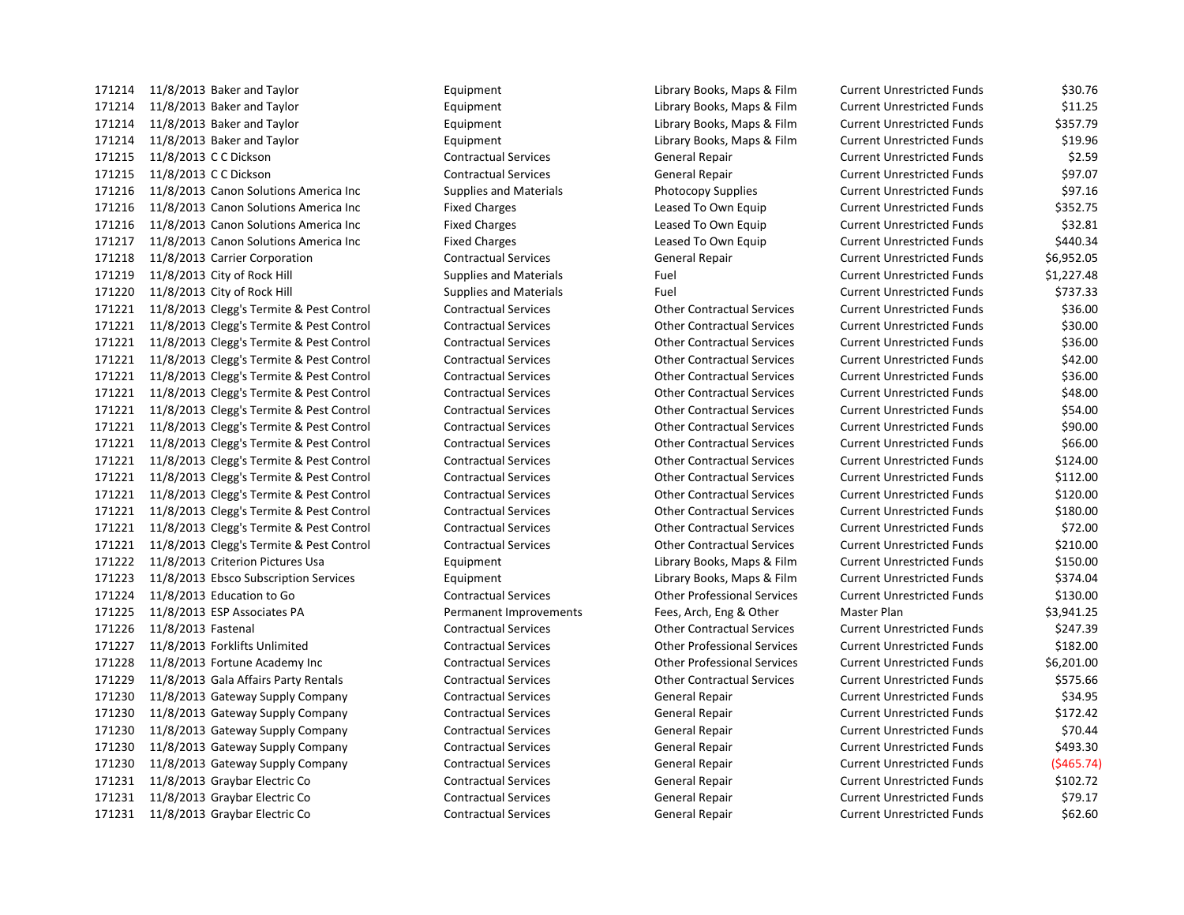| | | | | | | |
|---|---|---|---|---|---|---|
| 171214 | 11/8/2013 | Baker and Taylor | Equipment | Library Books, Maps & Film | Current Unrestricted Funds | $30.76 |
| 171214 | 11/8/2013 | Baker and Taylor | Equipment | Library Books, Maps & Film | Current Unrestricted Funds | $11.25 |
| 171214 | 11/8/2013 | Baker and Taylor | Equipment | Library Books, Maps & Film | Current Unrestricted Funds | $357.79 |
| 171214 | 11/8/2013 | Baker and Taylor | Equipment | Library Books, Maps & Film | Current Unrestricted Funds | $19.96 |
| 171215 | 11/8/2013 | C C Dickson | Contractual Services | General Repair | Current Unrestricted Funds | $2.59 |
| 171215 | 11/8/2013 | C C Dickson | Contractual Services | General Repair | Current Unrestricted Funds | $97.07 |
| 171216 | 11/8/2013 | Canon Solutions America Inc | Supplies and Materials | Photocopy Supplies | Current Unrestricted Funds | $97.16 |
| 171216 | 11/8/2013 | Canon Solutions America Inc | Fixed Charges | Leased To Own Equip | Current Unrestricted Funds | $352.75 |
| 171216 | 11/8/2013 | Canon Solutions America Inc | Fixed Charges | Leased To Own Equip | Current Unrestricted Funds | $32.81 |
| 171217 | 11/8/2013 | Canon Solutions America Inc | Fixed Charges | Leased To Own Equip | Current Unrestricted Funds | $440.34 |
| 171218 | 11/8/2013 | Carrier Corporation | Contractual Services | General Repair | Current Unrestricted Funds | $6,952.05 |
| 171219 | 11/8/2013 | City of Rock Hill | Supplies and Materials | Fuel | Current Unrestricted Funds | $1,227.48 |
| 171220 | 11/8/2013 | City of Rock Hill | Supplies and Materials | Fuel | Current Unrestricted Funds | $737.33 |
| 171221 | 11/8/2013 | Clegg's Termite & Pest Control | Contractual Services | Other Contractual Services | Current Unrestricted Funds | $36.00 |
| 171221 | 11/8/2013 | Clegg's Termite & Pest Control | Contractual Services | Other Contractual Services | Current Unrestricted Funds | $30.00 |
| 171221 | 11/8/2013 | Clegg's Termite & Pest Control | Contractual Services | Other Contractual Services | Current Unrestricted Funds | $36.00 |
| 171221 | 11/8/2013 | Clegg's Termite & Pest Control | Contractual Services | Other Contractual Services | Current Unrestricted Funds | $42.00 |
| 171221 | 11/8/2013 | Clegg's Termite & Pest Control | Contractual Services | Other Contractual Services | Current Unrestricted Funds | $36.00 |
| 171221 | 11/8/2013 | Clegg's Termite & Pest Control | Contractual Services | Other Contractual Services | Current Unrestricted Funds | $48.00 |
| 171221 | 11/8/2013 | Clegg's Termite & Pest Control | Contractual Services | Other Contractual Services | Current Unrestricted Funds | $54.00 |
| 171221 | 11/8/2013 | Clegg's Termite & Pest Control | Contractual Services | Other Contractual Services | Current Unrestricted Funds | $90.00 |
| 171221 | 11/8/2013 | Clegg's Termite & Pest Control | Contractual Services | Other Contractual Services | Current Unrestricted Funds | $66.00 |
| 171221 | 11/8/2013 | Clegg's Termite & Pest Control | Contractual Services | Other Contractual Services | Current Unrestricted Funds | $124.00 |
| 171221 | 11/8/2013 | Clegg's Termite & Pest Control | Contractual Services | Other Contractual Services | Current Unrestricted Funds | $112.00 |
| 171221 | 11/8/2013 | Clegg's Termite & Pest Control | Contractual Services | Other Contractual Services | Current Unrestricted Funds | $120.00 |
| 171221 | 11/8/2013 | Clegg's Termite & Pest Control | Contractual Services | Other Contractual Services | Current Unrestricted Funds | $180.00 |
| 171221 | 11/8/2013 | Clegg's Termite & Pest Control | Contractual Services | Other Contractual Services | Current Unrestricted Funds | $72.00 |
| 171221 | 11/8/2013 | Clegg's Termite & Pest Control | Contractual Services | Other Contractual Services | Current Unrestricted Funds | $210.00 |
| 171222 | 11/8/2013 | Criterion Pictures Usa | Equipment | Library Books, Maps & Film | Current Unrestricted Funds | $150.00 |
| 171223 | 11/8/2013 | Ebsco Subscription Services | Equipment | Library Books, Maps & Film | Current Unrestricted Funds | $374.04 |
| 171224 | 11/8/2013 | Education to Go | Contractual Services | Other Professional Services | Current Unrestricted Funds | $130.00 |
| 171225 | 11/8/2013 | ESP Associates PA | Permanent Improvements | Fees, Arch, Eng & Other | Master Plan | $3,941.25 |
| 171226 | 11/8/2013 | Fastenal | Contractual Services | Other Contractual Services | Current Unrestricted Funds | $247.39 |
| 171227 | 11/8/2013 | Forklifts Unlimited | Contractual Services | Other Professional Services | Current Unrestricted Funds | $182.00 |
| 171228 | 11/8/2013 | Fortune Academy Inc | Contractual Services | Other Professional Services | Current Unrestricted Funds | $6,201.00 |
| 171229 | 11/8/2013 | Gala Affairs Party Rentals | Contractual Services | Other Contractual Services | Current Unrestricted Funds | $575.66 |
| 171230 | 11/8/2013 | Gateway Supply Company | Contractual Services | General Repair | Current Unrestricted Funds | $34.95 |
| 171230 | 11/8/2013 | Gateway Supply Company | Contractual Services | General Repair | Current Unrestricted Funds | $172.42 |
| 171230 | 11/8/2013 | Gateway Supply Company | Contractual Services | General Repair | Current Unrestricted Funds | $70.44 |
| 171230 | 11/8/2013 | Gateway Supply Company | Contractual Services | General Repair | Current Unrestricted Funds | $493.30 |
| 171230 | 11/8/2013 | Gateway Supply Company | Contractual Services | General Repair | Current Unrestricted Funds | ($465.74) |
| 171231 | 11/8/2013 | Graybar Electric Co | Contractual Services | General Repair | Current Unrestricted Funds | $102.72 |
| 171231 | 11/8/2013 | Graybar Electric Co | Contractual Services | General Repair | Current Unrestricted Funds | $79.17 |
| 171231 | 11/8/2013 | Graybar Electric Co | Contractual Services | General Repair | Current Unrestricted Funds | $62.60 |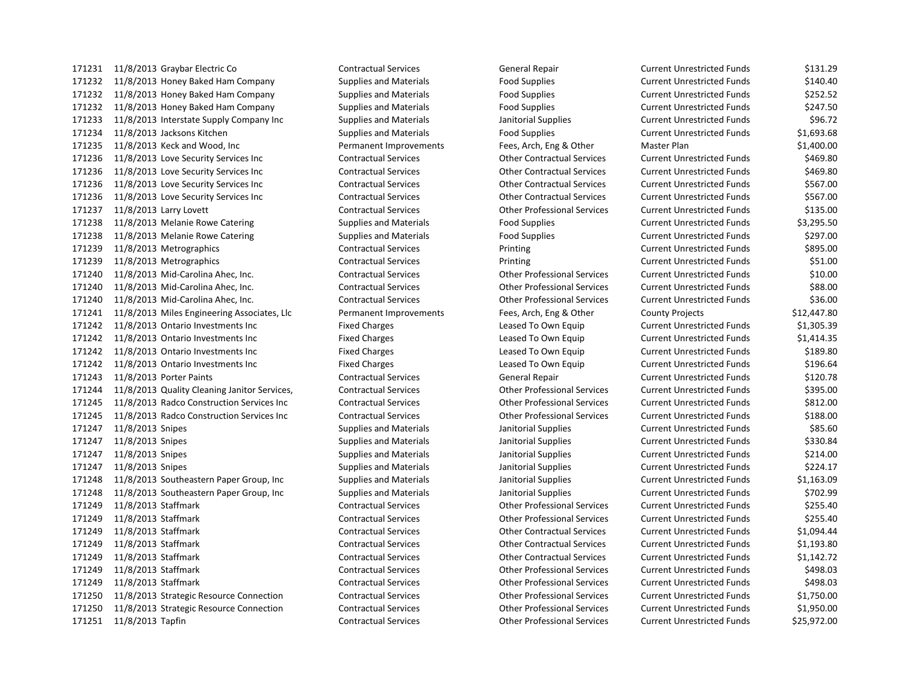| | | | | | | | |
|---|---|---|---|---|---|---|---|
| 171231 | 11/8/2013 | Graybar Electric Co | Contractual Services | General Repair | Current Unrestricted Funds | $131.29 |
| 171232 | 11/8/2013 | Honey Baked Ham Company | Supplies and Materials | Food Supplies | Current Unrestricted Funds | $140.40 |
| 171232 | 11/8/2013 | Honey Baked Ham Company | Supplies and Materials | Food Supplies | Current Unrestricted Funds | $252.52 |
| 171232 | 11/8/2013 | Honey Baked Ham Company | Supplies and Materials | Food Supplies | Current Unrestricted Funds | $247.50 |
| 171233 | 11/8/2013 | Interstate Supply Company Inc | Supplies and Materials | Janitorial Supplies | Current Unrestricted Funds | $96.72 |
| 171234 | 11/8/2013 | Jacksons Kitchen | Supplies and Materials | Food Supplies | Current Unrestricted Funds | $1,693.68 |
| 171235 | 11/8/2013 | Keck and Wood, Inc | Permanent Improvements | Fees, Arch, Eng & Other | Master Plan | $1,400.00 |
| 171236 | 11/8/2013 | Love Security Services Inc | Contractual Services | Other Contractual Services | Current Unrestricted Funds | $469.80 |
| 171236 | 11/8/2013 | Love Security Services Inc | Contractual Services | Other Contractual Services | Current Unrestricted Funds | $469.80 |
| 171236 | 11/8/2013 | Love Security Services Inc | Contractual Services | Other Contractual Services | Current Unrestricted Funds | $567.00 |
| 171236 | 11/8/2013 | Love Security Services Inc | Contractual Services | Other Contractual Services | Current Unrestricted Funds | $567.00 |
| 171237 | 11/8/2013 | Larry Lovett | Contractual Services | Other Professional Services | Current Unrestricted Funds | $135.00 |
| 171238 | 11/8/2013 | Melanie Rowe Catering | Supplies and Materials | Food Supplies | Current Unrestricted Funds | $3,295.50 |
| 171238 | 11/8/2013 | Melanie Rowe Catering | Supplies and Materials | Food Supplies | Current Unrestricted Funds | $297.00 |
| 171239 | 11/8/2013 | Metrographics | Contractual Services | Printing | Current Unrestricted Funds | $895.00 |
| 171239 | 11/8/2013 | Metrographics | Contractual Services | Printing | Current Unrestricted Funds | $51.00 |
| 171240 | 11/8/2013 | Mid-Carolina Ahec, Inc. | Contractual Services | Other Professional Services | Current Unrestricted Funds | $10.00 |
| 171240 | 11/8/2013 | Mid-Carolina Ahec, Inc. | Contractual Services | Other Professional Services | Current Unrestricted Funds | $88.00 |
| 171240 | 11/8/2013 | Mid-Carolina Ahec, Inc. | Contractual Services | Other Professional Services | Current Unrestricted Funds | $36.00 |
| 171241 | 11/8/2013 | Miles Engineering Associates, Llc | Permanent Improvements | Fees, Arch, Eng & Other | County Projects | $12,447.80 |
| 171242 | 11/8/2013 | Ontario Investments Inc | Fixed Charges | Leased To Own Equip | Current Unrestricted Funds | $1,305.39 |
| 171242 | 11/8/2013 | Ontario Investments Inc | Fixed Charges | Leased To Own Equip | Current Unrestricted Funds | $1,414.35 |
| 171242 | 11/8/2013 | Ontario Investments Inc | Fixed Charges | Leased To Own Equip | Current Unrestricted Funds | $189.80 |
| 171242 | 11/8/2013 | Ontario Investments Inc | Fixed Charges | Leased To Own Equip | Current Unrestricted Funds | $196.64 |
| 171243 | 11/8/2013 | Porter Paints | Contractual Services | General Repair | Current Unrestricted Funds | $120.78 |
| 171244 | 11/8/2013 | Quality Cleaning Janitor Services, | Contractual Services | Other Professional Services | Current Unrestricted Funds | $395.00 |
| 171245 | 11/8/2013 | Radco Construction Services Inc | Contractual Services | Other Professional Services | Current Unrestricted Funds | $812.00 |
| 171245 | 11/8/2013 | Radco Construction Services Inc | Contractual Services | Other Professional Services | Current Unrestricted Funds | $188.00 |
| 171247 | 11/8/2013 | Snipes | Supplies and Materials | Janitorial Supplies | Current Unrestricted Funds | $85.60 |
| 171247 | 11/8/2013 | Snipes | Supplies and Materials | Janitorial Supplies | Current Unrestricted Funds | $330.84 |
| 171247 | 11/8/2013 | Snipes | Supplies and Materials | Janitorial Supplies | Current Unrestricted Funds | $214.00 |
| 171247 | 11/8/2013 | Snipes | Supplies and Materials | Janitorial Supplies | Current Unrestricted Funds | $224.17 |
| 171248 | 11/8/2013 | Southeastern Paper Group, Inc | Supplies and Materials | Janitorial Supplies | Current Unrestricted Funds | $1,163.09 |
| 171248 | 11/8/2013 | Southeastern Paper Group, Inc | Supplies and Materials | Janitorial Supplies | Current Unrestricted Funds | $702.99 |
| 171249 | 11/8/2013 | Staffmark | Contractual Services | Other Professional Services | Current Unrestricted Funds | $255.40 |
| 171249 | 11/8/2013 | Staffmark | Contractual Services | Other Professional Services | Current Unrestricted Funds | $255.40 |
| 171249 | 11/8/2013 | Staffmark | Contractual Services | Other Contractual Services | Current Unrestricted Funds | $1,094.44 |
| 171249 | 11/8/2013 | Staffmark | Contractual Services | Other Contractual Services | Current Unrestricted Funds | $1,193.80 |
| 171249 | 11/8/2013 | Staffmark | Contractual Services | Other Contractual Services | Current Unrestricted Funds | $1,142.72 |
| 171249 | 11/8/2013 | Staffmark | Contractual Services | Other Professional Services | Current Unrestricted Funds | $498.03 |
| 171249 | 11/8/2013 | Staffmark | Contractual Services | Other Professional Services | Current Unrestricted Funds | $498.03 |
| 171250 | 11/8/2013 | Strategic Resource Connection | Contractual Services | Other Professional Services | Current Unrestricted Funds | $1,750.00 |
| 171250 | 11/8/2013 | Strategic Resource Connection | Contractual Services | Other Professional Services | Current Unrestricted Funds | $1,950.00 |
| 171251 | 11/8/2013 | Tapfin | Contractual Services | Other Professional Services | Current Unrestricted Funds | $25,972.00 |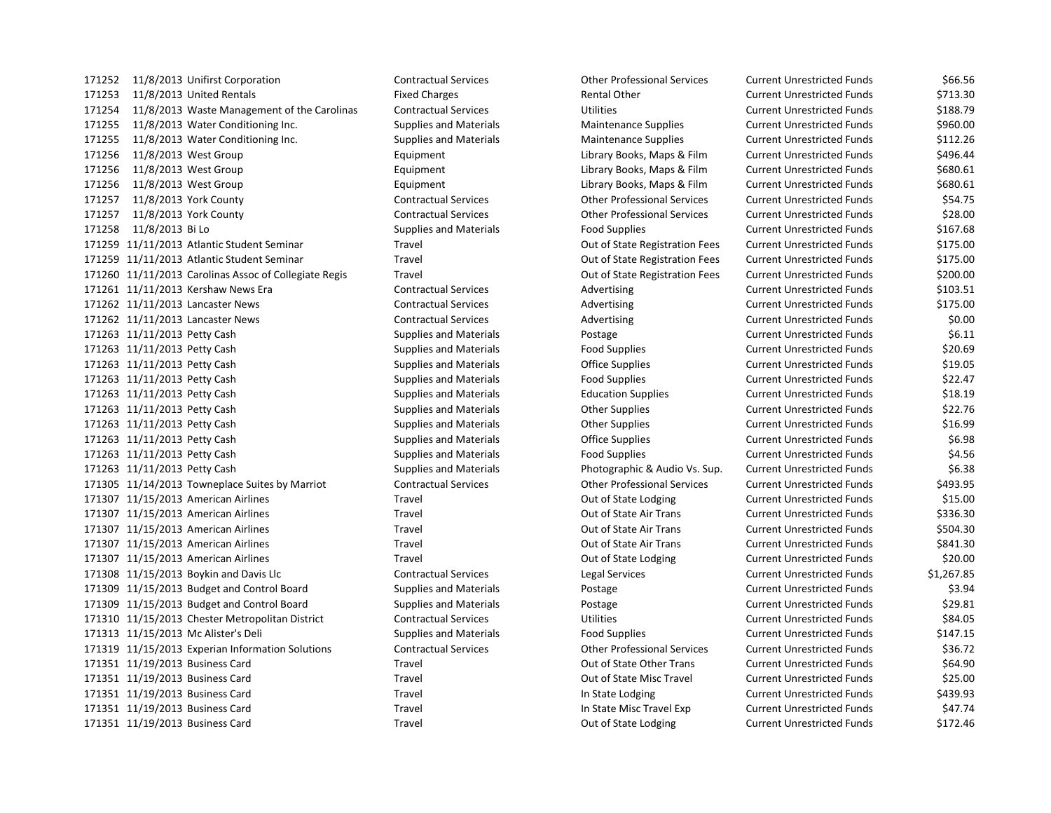| | | | | | | |
|---|---|---|---|---|---|---|
| 171252 | 11/8/2013 | Unifirst Corporation | Contractual Services | Other Professional Services | Current Unrestricted Funds | $66.56 |
| 171253 | 11/8/2013 | United Rentals | Fixed Charges | Rental Other | Current Unrestricted Funds | $713.30 |
| 171254 | 11/8/2013 | Waste Management of the Carolinas | Contractual Services | Utilities | Current Unrestricted Funds | $188.79 |
| 171255 | 11/8/2013 | Water Conditioning Inc. | Supplies and Materials | Maintenance Supplies | Current Unrestricted Funds | $960.00 |
| 171255 | 11/8/2013 | Water Conditioning Inc. | Supplies and Materials | Maintenance Supplies | Current Unrestricted Funds | $112.26 |
| 171256 | 11/8/2013 | West Group | Equipment | Library Books, Maps & Film | Current Unrestricted Funds | $496.44 |
| 171256 | 11/8/2013 | West Group | Equipment | Library Books, Maps & Film | Current Unrestricted Funds | $680.61 |
| 171256 | 11/8/2013 | West Group | Equipment | Library Books, Maps & Film | Current Unrestricted Funds | $680.61 |
| 171257 | 11/8/2013 | York County | Contractual Services | Other Professional Services | Current Unrestricted Funds | $54.75 |
| 171257 | 11/8/2013 | York County | Contractual Services | Other Professional Services | Current Unrestricted Funds | $28.00 |
| 171258 | 11/8/2013 | Bi Lo | Supplies and Materials | Food Supplies | Current Unrestricted Funds | $167.68 |
| 171259 | 11/11/2013 | Atlantic Student Seminar | Travel | Out of State Registration Fees | Current Unrestricted Funds | $175.00 |
| 171259 | 11/11/2013 | Atlantic Student Seminar | Travel | Out of State Registration Fees | Current Unrestricted Funds | $175.00 |
| 171260 | 11/11/2013 | Carolinas Assoc of Collegiate Regis | Travel | Out of State Registration Fees | Current Unrestricted Funds | $200.00 |
| 171261 | 11/11/2013 | Kershaw News Era | Contractual Services | Advertising | Current Unrestricted Funds | $103.51 |
| 171262 | 11/11/2013 | Lancaster News | Contractual Services | Advertising | Current Unrestricted Funds | $175.00 |
| 171262 | 11/11/2013 | Lancaster News | Contractual Services | Advertising | Current Unrestricted Funds | $0.00 |
| 171263 | 11/11/2013 | Petty Cash | Supplies and Materials | Postage | Current Unrestricted Funds | $6.11 |
| 171263 | 11/11/2013 | Petty Cash | Supplies and Materials | Food Supplies | Current Unrestricted Funds | $20.69 |
| 171263 | 11/11/2013 | Petty Cash | Supplies and Materials | Office Supplies | Current Unrestricted Funds | $19.05 |
| 171263 | 11/11/2013 | Petty Cash | Supplies and Materials | Food Supplies | Current Unrestricted Funds | $22.47 |
| 171263 | 11/11/2013 | Petty Cash | Supplies and Materials | Education Supplies | Current Unrestricted Funds | $18.19 |
| 171263 | 11/11/2013 | Petty Cash | Supplies and Materials | Other Supplies | Current Unrestricted Funds | $22.76 |
| 171263 | 11/11/2013 | Petty Cash | Supplies and Materials | Other Supplies | Current Unrestricted Funds | $16.99 |
| 171263 | 11/11/2013 | Petty Cash | Supplies and Materials | Office Supplies | Current Unrestricted Funds | $6.98 |
| 171263 | 11/11/2013 | Petty Cash | Supplies and Materials | Food Supplies | Current Unrestricted Funds | $4.56 |
| 171263 | 11/11/2013 | Petty Cash | Supplies and Materials | Photographic & Audio Vs. Sup. | Current Unrestricted Funds | $6.38 |
| 171305 | 11/14/2013 | Towneplace Suites by Marriot | Contractual Services | Other Professional Services | Current Unrestricted Funds | $493.95 |
| 171307 | 11/15/2013 | American Airlines | Travel | Out of State Lodging | Current Unrestricted Funds | $15.00 |
| 171307 | 11/15/2013 | American Airlines | Travel | Out of State Air Trans | Current Unrestricted Funds | $336.30 |
| 171307 | 11/15/2013 | American Airlines | Travel | Out of State Air Trans | Current Unrestricted Funds | $504.30 |
| 171307 | 11/15/2013 | American Airlines | Travel | Out of State Air Trans | Current Unrestricted Funds | $841.30 |
| 171307 | 11/15/2013 | American Airlines | Travel | Out of State Lodging | Current Unrestricted Funds | $20.00 |
| 171308 | 11/15/2013 | Boykin and Davis Llc | Contractual Services | Legal Services | Current Unrestricted Funds | $1,267.85 |
| 171309 | 11/15/2013 | Budget and Control Board | Supplies and Materials | Postage | Current Unrestricted Funds | $3.94 |
| 171309 | 11/15/2013 | Budget and Control Board | Supplies and Materials | Postage | Current Unrestricted Funds | $29.81 |
| 171310 | 11/15/2013 | Chester Metropolitan District | Contractual Services | Utilities | Current Unrestricted Funds | $84.05 |
| 171313 | 11/15/2013 | Mc Alister's Deli | Supplies and Materials | Food Supplies | Current Unrestricted Funds | $147.15 |
| 171319 | 11/15/2013 | Experian Information Solutions | Contractual Services | Other Professional Services | Current Unrestricted Funds | $36.72 |
| 171351 | 11/19/2013 | Business Card | Travel | Out of State Other Trans | Current Unrestricted Funds | $64.90 |
| 171351 | 11/19/2013 | Business Card | Travel | Out of State Misc Travel | Current Unrestricted Funds | $25.00 |
| 171351 | 11/19/2013 | Business Card | Travel | In State Lodging | Current Unrestricted Funds | $439.93 |
| 171351 | 11/19/2013 | Business Card | Travel | In State Misc Travel Exp | Current Unrestricted Funds | $47.74 |
| 171351 | 11/19/2013 | Business Card | Travel | Out of State Lodging | Current Unrestricted Funds | $172.46 |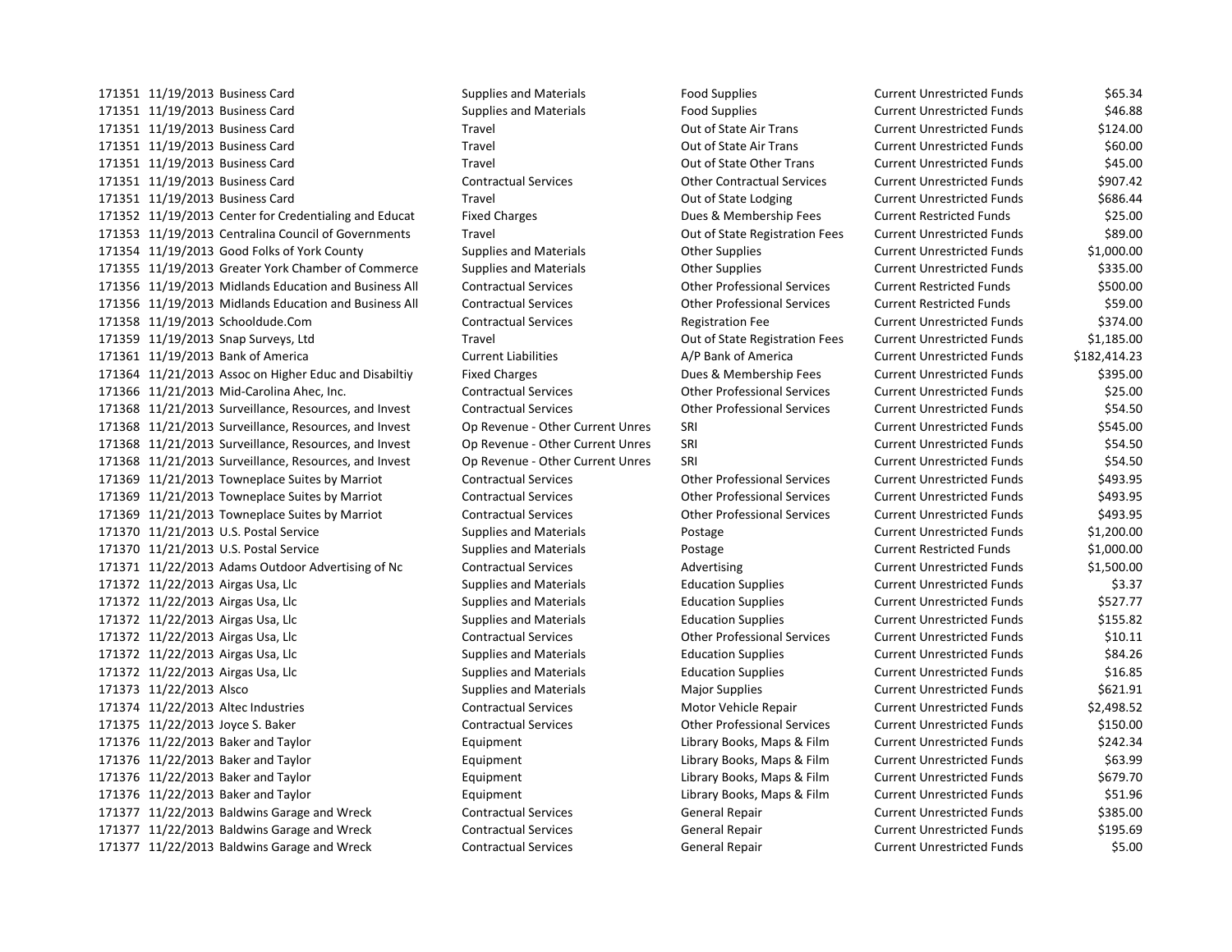| | | | | | | |
|---|---|---|---|---|---|---|
| 171351 | 11/19/2013 | Business Card | Supplies and Materials | Food Supplies | Current Unrestricted Funds | $65.34 |
| 171351 | 11/19/2013 | Business Card | Supplies and Materials | Food Supplies | Current Unrestricted Funds | $46.88 |
| 171351 | 11/19/2013 | Business Card | Travel | Out of State Air Trans | Current Unrestricted Funds | $124.00 |
| 171351 | 11/19/2013 | Business Card | Travel | Out of State Air Trans | Current Unrestricted Funds | $60.00 |
| 171351 | 11/19/2013 | Business Card | Travel | Out of State Other Trans | Current Unrestricted Funds | $45.00 |
| 171351 | 11/19/2013 | Business Card | Contractual Services | Other Contractual Services | Current Unrestricted Funds | $907.42 |
| 171351 | 11/19/2013 | Business Card | Travel | Out of State Lodging | Current Unrestricted Funds | $686.44 |
| 171352 | 11/19/2013 | Center for Credentialing and Educat | Fixed Charges | Dues & Membership Fees | Current Restricted Funds | $25.00 |
| 171353 | 11/19/2013 | Centralina Council of Governments | Travel | Out of State Registration Fees | Current Unrestricted Funds | $89.00 |
| 171354 | 11/19/2013 | Good Folks of York County | Supplies and Materials | Other Supplies | Current Unrestricted Funds | $1,000.00 |
| 171355 | 11/19/2013 | Greater York Chamber of Commerce | Supplies and Materials | Other Supplies | Current Unrestricted Funds | $335.00 |
| 171356 | 11/19/2013 | Midlands Education and Business All | Contractual Services | Other Professional Services | Current Restricted Funds | $500.00 |
| 171356 | 11/19/2013 | Midlands Education and Business All | Contractual Services | Other Professional Services | Current Restricted Funds | $59.00 |
| 171358 | 11/19/2013 | Schooldude.Com | Contractual Services | Registration Fee | Current Unrestricted Funds | $374.00 |
| 171359 | 11/19/2013 | Snap Surveys, Ltd | Travel | Out of State Registration Fees | Current Unrestricted Funds | $1,185.00 |
| 171361 | 11/19/2013 | Bank of America | Current Liabilities | A/P Bank of America | Current Unrestricted Funds | $182,414.23 |
| 171364 | 11/21/2013 | Assoc on Higher Educ and Disabiltiy | Fixed Charges | Dues & Membership Fees | Current Unrestricted Funds | $395.00 |
| 171366 | 11/21/2013 | Mid-Carolina Ahec, Inc. | Contractual Services | Other Professional Services | Current Unrestricted Funds | $25.00 |
| 171368 | 11/21/2013 | Surveillance, Resources, and Invest | Contractual Services | Other Professional Services | Current Unrestricted Funds | $54.50 |
| 171368 | 11/21/2013 | Surveillance, Resources, and Invest | Op Revenue - Other Current Unres | SRI | Current Unrestricted Funds | $545.00 |
| 171368 | 11/21/2013 | Surveillance, Resources, and Invest | Op Revenue - Other Current Unres | SRI | Current Unrestricted Funds | $54.50 |
| 171368 | 11/21/2013 | Surveillance, Resources, and Invest | Op Revenue - Other Current Unres | SRI | Current Unrestricted Funds | $54.50 |
| 171369 | 11/21/2013 | Towneplace Suites by Marriot | Contractual Services | Other Professional Services | Current Unrestricted Funds | $493.95 |
| 171369 | 11/21/2013 | Towneplace Suites by Marriot | Contractual Services | Other Professional Services | Current Unrestricted Funds | $493.95 |
| 171369 | 11/21/2013 | Towneplace Suites by Marriot | Contractual Services | Other Professional Services | Current Unrestricted Funds | $493.95 |
| 171370 | 11/21/2013 | U.S. Postal Service | Supplies and Materials | Postage | Current Unrestricted Funds | $1,200.00 |
| 171370 | 11/21/2013 | U.S. Postal Service | Supplies and Materials | Postage | Current Restricted Funds | $1,000.00 |
| 171371 | 11/22/2013 | Adams Outdoor Advertising of Nc | Contractual Services | Advertising | Current Unrestricted Funds | $1,500.00 |
| 171372 | 11/22/2013 | Airgas Usa, Llc | Supplies and Materials | Education Supplies | Current Unrestricted Funds | $3.37 |
| 171372 | 11/22/2013 | Airgas Usa, Llc | Supplies and Materials | Education Supplies | Current Unrestricted Funds | $527.77 |
| 171372 | 11/22/2013 | Airgas Usa, Llc | Supplies and Materials | Education Supplies | Current Unrestricted Funds | $155.82 |
| 171372 | 11/22/2013 | Airgas Usa, Llc | Contractual Services | Other Professional Services | Current Unrestricted Funds | $10.11 |
| 171372 | 11/22/2013 | Airgas Usa, Llc | Supplies and Materials | Education Supplies | Current Unrestricted Funds | $84.26 |
| 171372 | 11/22/2013 | Airgas Usa, Llc | Supplies and Materials | Education Supplies | Current Unrestricted Funds | $16.85 |
| 171373 | 11/22/2013 | Alsco | Supplies and Materials | Major Supplies | Current Unrestricted Funds | $621.91 |
| 171374 | 11/22/2013 | Altec Industries | Contractual Services | Motor Vehicle Repair | Current Unrestricted Funds | $2,498.52 |
| 171375 | 11/22/2013 | Joyce S. Baker | Contractual Services | Other Professional Services | Current Unrestricted Funds | $150.00 |
| 171376 | 11/22/2013 | Baker and Taylor | Equipment | Library Books, Maps & Film | Current Unrestricted Funds | $242.34 |
| 171376 | 11/22/2013 | Baker and Taylor | Equipment | Library Books, Maps & Film | Current Unrestricted Funds | $63.99 |
| 171376 | 11/22/2013 | Baker and Taylor | Equipment | Library Books, Maps & Film | Current Unrestricted Funds | $679.70 |
| 171376 | 11/22/2013 | Baker and Taylor | Equipment | Library Books, Maps & Film | Current Unrestricted Funds | $51.96 |
| 171377 | 11/22/2013 | Baldwins Garage and Wreck | Contractual Services | General Repair | Current Unrestricted Funds | $385.00 |
| 171377 | 11/22/2013 | Baldwins Garage and Wreck | Contractual Services | General Repair | Current Unrestricted Funds | $195.69 |
| 171377 | 11/22/2013 | Baldwins Garage and Wreck | Contractual Services | General Repair | Current Unrestricted Funds | $5.00 |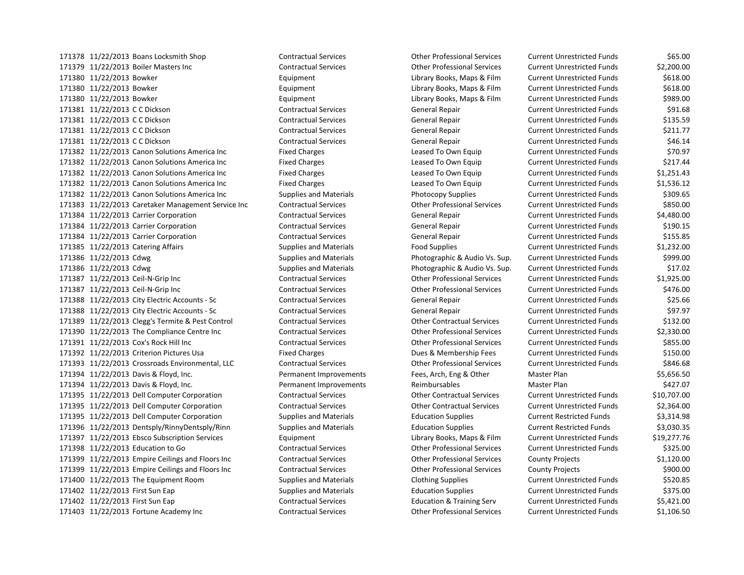| | | | | | | | |
|---|---|---|---|---|---|---|---|
| 171378 | 11/22/2013 | Boans Locksmith Shop | Contractual Services | Other Professional Services | Current Unrestricted Funds | $65.00 |
| 171379 | 11/22/2013 | Boiler Masters Inc | Contractual Services | Other Professional Services | Current Unrestricted Funds | $2,200.00 |
| 171380 | 11/22/2013 | Bowker | Equipment | Library Books, Maps & Film | Current Unrestricted Funds | $618.00 |
| 171380 | 11/22/2013 | Bowker | Equipment | Library Books, Maps & Film | Current Unrestricted Funds | $618.00 |
| 171380 | 11/22/2013 | Bowker | Equipment | Library Books, Maps & Film | Current Unrestricted Funds | $989.00 |
| 171381 | 11/22/2013 | C C Dickson | Contractual Services | General Repair | Current Unrestricted Funds | $91.68 |
| 171381 | 11/22/2013 | C C Dickson | Contractual Services | General Repair | Current Unrestricted Funds | $135.59 |
| 171381 | 11/22/2013 | C C Dickson | Contractual Services | General Repair | Current Unrestricted Funds | $211.77 |
| 171381 | 11/22/2013 | C C Dickson | Contractual Services | General Repair | Current Unrestricted Funds | $46.14 |
| 171382 | 11/22/2013 | Canon Solutions America Inc | Fixed Charges | Leased To Own Equip | Current Unrestricted Funds | $70.97 |
| 171382 | 11/22/2013 | Canon Solutions America Inc | Fixed Charges | Leased To Own Equip | Current Unrestricted Funds | $217.44 |
| 171382 | 11/22/2013 | Canon Solutions America Inc | Fixed Charges | Leased To Own Equip | Current Unrestricted Funds | $1,251.43 |
| 171382 | 11/22/2013 | Canon Solutions America Inc | Fixed Charges | Leased To Own Equip | Current Unrestricted Funds | $1,536.12 |
| 171382 | 11/22/2013 | Canon Solutions America Inc | Supplies and Materials | Photocopy Supplies | Current Unrestricted Funds | $309.65 |
| 171383 | 11/22/2013 | Caretaker Management Service Inc | Contractual Services | Other Professional Services | Current Unrestricted Funds | $850.00 |
| 171384 | 11/22/2013 | Carrier Corporation | Contractual Services | General Repair | Current Unrestricted Funds | $4,480.00 |
| 171384 | 11/22/2013 | Carrier Corporation | Contractual Services | General Repair | Current Unrestricted Funds | $190.15 |
| 171384 | 11/22/2013 | Carrier Corporation | Contractual Services | General Repair | Current Unrestricted Funds | $155.85 |
| 171385 | 11/22/2013 | Catering Affairs | Supplies and Materials | Food Supplies | Current Unrestricted Funds | $1,232.00 |
| 171386 | 11/22/2013 | Cdwg | Supplies and Materials | Photographic & Audio Vs. Sup. | Current Unrestricted Funds | $999.00 |
| 171386 | 11/22/2013 | Cdwg | Supplies and Materials | Photographic & Audio Vs. Sup. | Current Unrestricted Funds | $17.02 |
| 171387 | 11/22/2013 | Ceil-N-Grip Inc | Contractual Services | Other Professional Services | Current Unrestricted Funds | $1,925.00 |
| 171387 | 11/22/2013 | Ceil-N-Grip Inc | Contractual Services | Other Professional Services | Current Unrestricted Funds | $476.00 |
| 171388 | 11/22/2013 | City Electric Accounts - Sc | Contractual Services | General Repair | Current Unrestricted Funds | $25.66 |
| 171388 | 11/22/2013 | City Electric Accounts - Sc | Contractual Services | General Repair | Current Unrestricted Funds | $97.97 |
| 171389 | 11/22/2013 | Clegg's Termite & Pest Control | Contractual Services | Other Contractual Services | Current Unrestricted Funds | $132.00 |
| 171390 | 11/22/2013 | The Compliance Centre Inc | Contractual Services | Other Professional Services | Current Unrestricted Funds | $2,330.00 |
| 171391 | 11/22/2013 | Cox's Rock Hill Inc | Contractual Services | Other Professional Services | Current Unrestricted Funds | $855.00 |
| 171392 | 11/22/2013 | Criterion Pictures Usa | Fixed Charges | Dues & Membership Fees | Current Unrestricted Funds | $150.00 |
| 171393 | 11/22/2013 | Crossroads Environmental, LLC | Contractual Services | Other Professional Services | Current Unrestricted Funds | $846.68 |
| 171394 | 11/22/2013 | Davis & Floyd, Inc. | Permanent Improvements | Fees, Arch, Eng & Other | Master Plan | $5,656.50 |
| 171394 | 11/22/2013 | Davis & Floyd, Inc. | Permanent Improvements | Reimbursables | Master Plan | $427.07 |
| 171395 | 11/22/2013 | Dell Computer Corporation | Contractual Services | Other Contractual Services | Current Unrestricted Funds | $10,707.00 |
| 171395 | 11/22/2013 | Dell Computer Corporation | Contractual Services | Other Contractual Services | Current Unrestricted Funds | $2,364.00 |
| 171395 | 11/22/2013 | Dell Computer Corporation | Supplies and Materials | Education Supplies | Current Restricted Funds | $3,314.98 |
| 171396 | 11/22/2013 | Dentsply/RinnyDentsply/Rinn | Supplies and Materials | Education Supplies | Current Restricted Funds | $3,030.35 |
| 171397 | 11/22/2013 | Ebsco Subscription Services | Equipment | Library Books, Maps & Film | Current Unrestricted Funds | $19,277.76 |
| 171398 | 11/22/2013 | Education to Go | Contractual Services | Other Professional Services | Current Unrestricted Funds | $325.00 |
| 171399 | 11/22/2013 | Empire Ceilings and Floors Inc | Contractual Services | Other Professional Services | County Projects | $1,120.00 |
| 171399 | 11/22/2013 | Empire Ceilings and Floors Inc | Contractual Services | Other Professional Services | County Projects | $900.00 |
| 171400 | 11/22/2013 | The Equipment Room | Supplies and Materials | Clothing Supplies | Current Unrestricted Funds | $520.85 |
| 171402 | 11/22/2013 | First Sun Eap | Supplies and Materials | Education Supplies | Current Unrestricted Funds | $375.00 |
| 171402 | 11/22/2013 | First Sun Eap | Contractual Services | Education & Training Serv | Current Unrestricted Funds | $5,421.00 |
| 171403 | 11/22/2013 | Fortune Academy Inc | Contractual Services | Other Professional Services | Current Unrestricted Funds | $1,106.50 |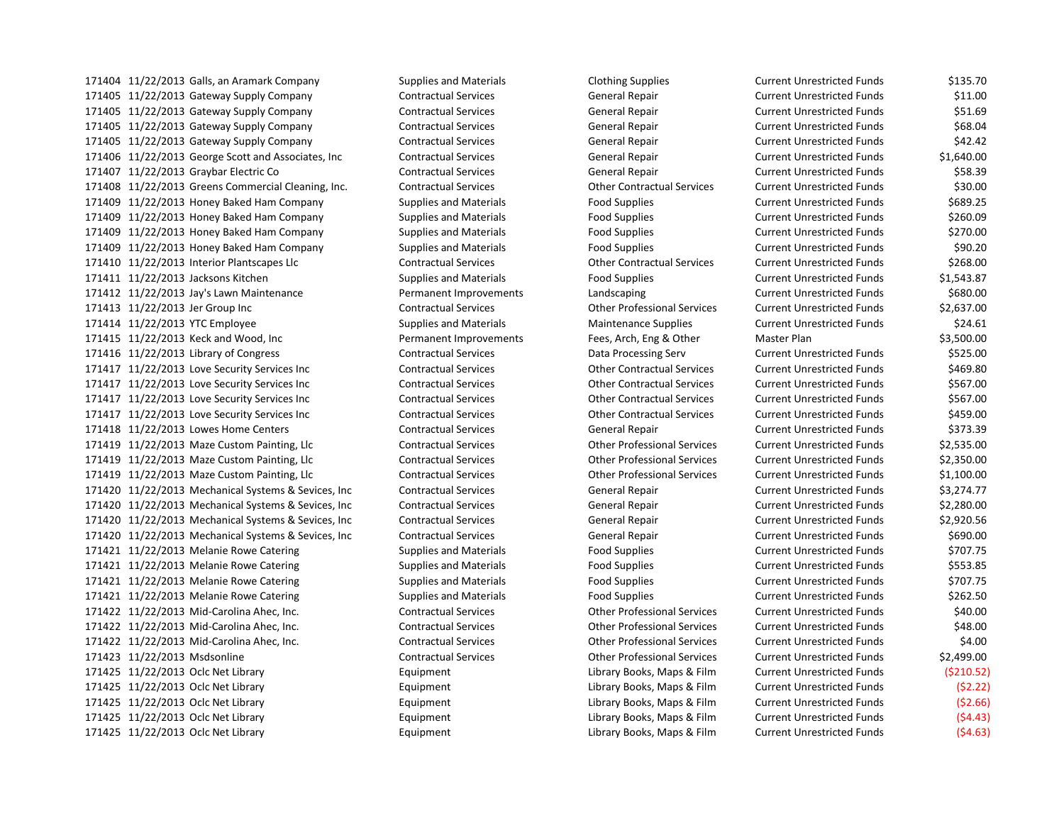| | | | | | | |
|---|---|---|---|---|---|---|
| 171404 | 11/22/2013 | Galls, an Aramark Company | Supplies and Materials | Clothing Supplies | Current Unrestricted Funds | $135.70 |
| 171405 | 11/22/2013 | Gateway Supply Company | Contractual Services | General Repair | Current Unrestricted Funds | $11.00 |
| 171405 | 11/22/2013 | Gateway Supply Company | Contractual Services | General Repair | Current Unrestricted Funds | $51.69 |
| 171405 | 11/22/2013 | Gateway Supply Company | Contractual Services | General Repair | Current Unrestricted Funds | $68.04 |
| 171405 | 11/22/2013 | Gateway Supply Company | Contractual Services | General Repair | Current Unrestricted Funds | $42.42 |
| 171406 | 11/22/2013 | George Scott and Associates, Inc | Contractual Services | General Repair | Current Unrestricted Funds | $1,640.00 |
| 171407 | 11/22/2013 | Graybar Electric Co | Contractual Services | General Repair | Current Unrestricted Funds | $58.39 |
| 171408 | 11/22/2013 | Greens Commercial Cleaning, Inc. | Contractual Services | Other Contractual Services | Current Unrestricted Funds | $30.00 |
| 171409 | 11/22/2013 | Honey Baked Ham Company | Supplies and Materials | Food Supplies | Current Unrestricted Funds | $689.25 |
| 171409 | 11/22/2013 | Honey Baked Ham Company | Supplies and Materials | Food Supplies | Current Unrestricted Funds | $260.09 |
| 171409 | 11/22/2013 | Honey Baked Ham Company | Supplies and Materials | Food Supplies | Current Unrestricted Funds | $270.00 |
| 171409 | 11/22/2013 | Honey Baked Ham Company | Supplies and Materials | Food Supplies | Current Unrestricted Funds | $90.20 |
| 171410 | 11/22/2013 | Interior Plantscapes Llc | Contractual Services | Other Contractual Services | Current Unrestricted Funds | $268.00 |
| 171411 | 11/22/2013 | Jacksons Kitchen | Supplies and Materials | Food Supplies | Current Unrestricted Funds | $1,543.87 |
| 171412 | 11/22/2013 | Jay's Lawn Maintenance | Permanent Improvements | Landscaping | Current Unrestricted Funds | $680.00 |
| 171413 | 11/22/2013 | Jer Group Inc | Contractual Services | Other Professional Services | Current Unrestricted Funds | $2,637.00 |
| 171414 | 11/22/2013 | YTC Employee | Supplies and Materials | Maintenance Supplies | Current Unrestricted Funds | $24.61 |
| 171415 | 11/22/2013 | Keck and Wood, Inc | Permanent Improvements | Fees, Arch, Eng & Other | Master Plan | $3,500.00 |
| 171416 | 11/22/2013 | Library of Congress | Contractual Services | Data Processing Serv | Current Unrestricted Funds | $525.00 |
| 171417 | 11/22/2013 | Love Security Services Inc | Contractual Services | Other Contractual Services | Current Unrestricted Funds | $469.80 |
| 171417 | 11/22/2013 | Love Security Services Inc | Contractual Services | Other Contractual Services | Current Unrestricted Funds | $567.00 |
| 171417 | 11/22/2013 | Love Security Services Inc | Contractual Services | Other Contractual Services | Current Unrestricted Funds | $567.00 |
| 171417 | 11/22/2013 | Love Security Services Inc | Contractual Services | Other Contractual Services | Current Unrestricted Funds | $459.00 |
| 171418 | 11/22/2013 | Lowes Home Centers | Contractual Services | General Repair | Current Unrestricted Funds | $373.39 |
| 171419 | 11/22/2013 | Maze Custom Painting, Llc | Contractual Services | Other Professional Services | Current Unrestricted Funds | $2,535.00 |
| 171419 | 11/22/2013 | Maze Custom Painting, Llc | Contractual Services | Other Professional Services | Current Unrestricted Funds | $2,350.00 |
| 171419 | 11/22/2013 | Maze Custom Painting, Llc | Contractual Services | Other Professional Services | Current Unrestricted Funds | $1,100.00 |
| 171420 | 11/22/2013 | Mechanical Systems & Sevices, Inc | Contractual Services | General Repair | Current Unrestricted Funds | $3,274.77 |
| 171420 | 11/22/2013 | Mechanical Systems & Sevices, Inc | Contractual Services | General Repair | Current Unrestricted Funds | $2,280.00 |
| 171420 | 11/22/2013 | Mechanical Systems & Sevices, Inc | Contractual Services | General Repair | Current Unrestricted Funds | $2,920.56 |
| 171420 | 11/22/2013 | Mechanical Systems & Sevices, Inc | Contractual Services | General Repair | Current Unrestricted Funds | $690.00 |
| 171421 | 11/22/2013 | Melanie Rowe Catering | Supplies and Materials | Food Supplies | Current Unrestricted Funds | $707.75 |
| 171421 | 11/22/2013 | Melanie Rowe Catering | Supplies and Materials | Food Supplies | Current Unrestricted Funds | $553.85 |
| 171421 | 11/22/2013 | Melanie Rowe Catering | Supplies and Materials | Food Supplies | Current Unrestricted Funds | $707.75 |
| 171421 | 11/22/2013 | Melanie Rowe Catering | Supplies and Materials | Food Supplies | Current Unrestricted Funds | $262.50 |
| 171422 | 11/22/2013 | Mid-Carolina Ahec, Inc. | Contractual Services | Other Professional Services | Current Unrestricted Funds | $40.00 |
| 171422 | 11/22/2013 | Mid-Carolina Ahec, Inc. | Contractual Services | Other Professional Services | Current Unrestricted Funds | $48.00 |
| 171422 | 11/22/2013 | Mid-Carolina Ahec, Inc. | Contractual Services | Other Professional Services | Current Unrestricted Funds | $4.00 |
| 171423 | 11/22/2013 | Msdsonline | Contractual Services | Other Professional Services | Current Unrestricted Funds | $2,499.00 |
| 171425 | 11/22/2013 | Oclc Net Library | Equipment | Library Books, Maps & Film | Current Unrestricted Funds | ($210.52) |
| 171425 | 11/22/2013 | Oclc Net Library | Equipment | Library Books, Maps & Film | Current Unrestricted Funds | ($2.22) |
| 171425 | 11/22/2013 | Oclc Net Library | Equipment | Library Books, Maps & Film | Current Unrestricted Funds | ($2.66) |
| 171425 | 11/22/2013 | Oclc Net Library | Equipment | Library Books, Maps & Film | Current Unrestricted Funds | ($4.43) |
| 171425 | 11/22/2013 | Oclc Net Library | Equipment | Library Books, Maps & Film | Current Unrestricted Funds | ($4.63) |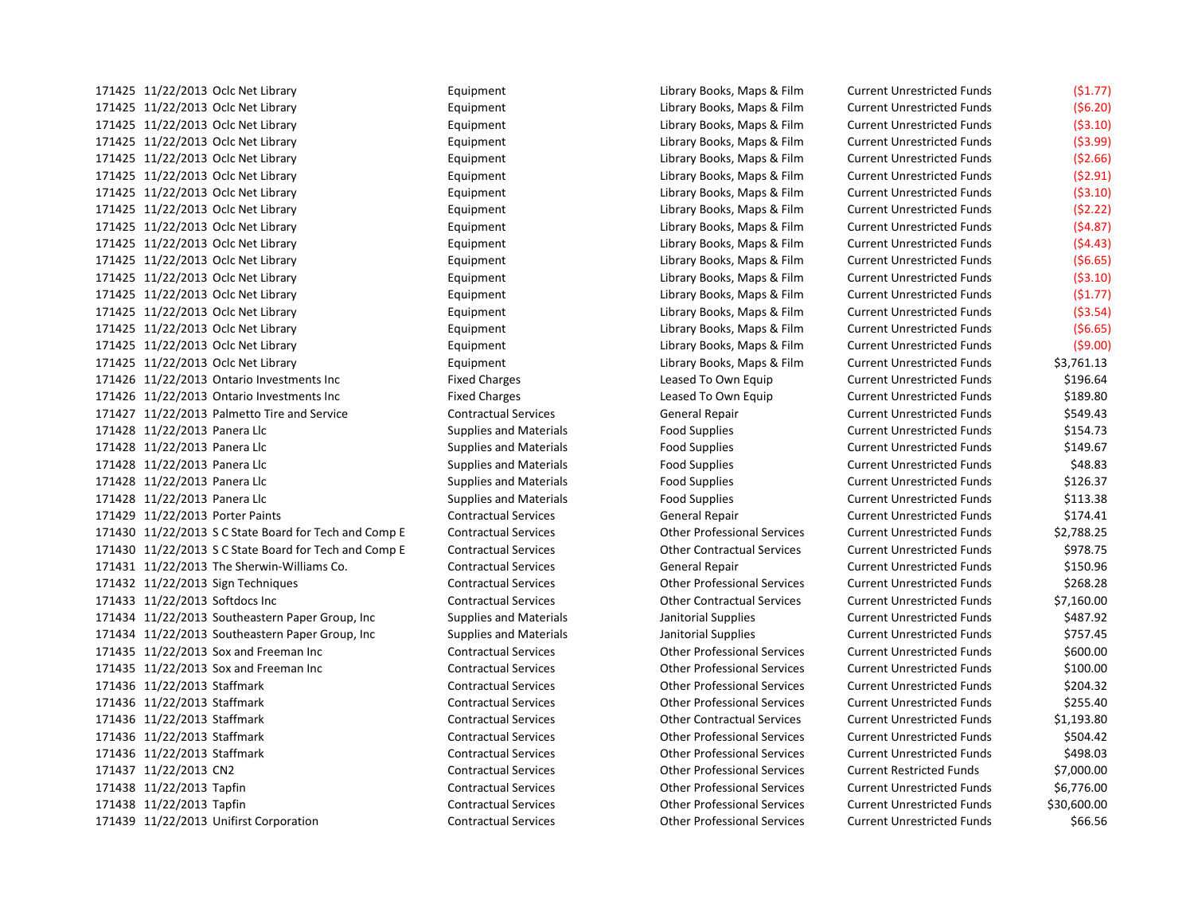| | | | | | | |
|---|---|---|---|---|---|---|
| 171425 | 11/22/2013 | Oclc Net Library | Equipment | Library Books, Maps & Film | Current Unrestricted Funds | ($1.77) |
| 171425 | 11/22/2013 | Oclc Net Library | Equipment | Library Books, Maps & Film | Current Unrestricted Funds | ($6.20) |
| 171425 | 11/22/2013 | Oclc Net Library | Equipment | Library Books, Maps & Film | Current Unrestricted Funds | ($3.10) |
| 171425 | 11/22/2013 | Oclc Net Library | Equipment | Library Books, Maps & Film | Current Unrestricted Funds | ($3.99) |
| 171425 | 11/22/2013 | Oclc Net Library | Equipment | Library Books, Maps & Film | Current Unrestricted Funds | ($2.66) |
| 171425 | 11/22/2013 | Oclc Net Library | Equipment | Library Books, Maps & Film | Current Unrestricted Funds | ($2.91) |
| 171425 | 11/22/2013 | Oclc Net Library | Equipment | Library Books, Maps & Film | Current Unrestricted Funds | ($3.10) |
| 171425 | 11/22/2013 | Oclc Net Library | Equipment | Library Books, Maps & Film | Current Unrestricted Funds | ($2.22) |
| 171425 | 11/22/2013 | Oclc Net Library | Equipment | Library Books, Maps & Film | Current Unrestricted Funds | ($4.87) |
| 171425 | 11/22/2013 | Oclc Net Library | Equipment | Library Books, Maps & Film | Current Unrestricted Funds | ($4.43) |
| 171425 | 11/22/2013 | Oclc Net Library | Equipment | Library Books, Maps & Film | Current Unrestricted Funds | ($6.65) |
| 171425 | 11/22/2013 | Oclc Net Library | Equipment | Library Books, Maps & Film | Current Unrestricted Funds | ($3.10) |
| 171425 | 11/22/2013 | Oclc Net Library | Equipment | Library Books, Maps & Film | Current Unrestricted Funds | ($1.77) |
| 171425 | 11/22/2013 | Oclc Net Library | Equipment | Library Books, Maps & Film | Current Unrestricted Funds | ($3.54) |
| 171425 | 11/22/2013 | Oclc Net Library | Equipment | Library Books, Maps & Film | Current Unrestricted Funds | ($6.65) |
| 171425 | 11/22/2013 | Oclc Net Library | Equipment | Library Books, Maps & Film | Current Unrestricted Funds | ($9.00) |
| 171425 | 11/22/2013 | Oclc Net Library | Equipment | Library Books, Maps & Film | Current Unrestricted Funds | $3,761.13 |
| 171426 | 11/22/2013 | Ontario Investments Inc | Fixed Charges | Leased To Own Equip | Current Unrestricted Funds | $196.64 |
| 171426 | 11/22/2013 | Ontario Investments Inc | Fixed Charges | Leased To Own Equip | Current Unrestricted Funds | $189.80 |
| 171427 | 11/22/2013 | Palmetto Tire and Service | Contractual Services | General Repair | Current Unrestricted Funds | $549.43 |
| 171428 | 11/22/2013 | Panera Llc | Supplies and Materials | Food Supplies | Current Unrestricted Funds | $154.73 |
| 171428 | 11/22/2013 | Panera Llc | Supplies and Materials | Food Supplies | Current Unrestricted Funds | $149.67 |
| 171428 | 11/22/2013 | Panera Llc | Supplies and Materials | Food Supplies | Current Unrestricted Funds | $48.83 |
| 171428 | 11/22/2013 | Panera Llc | Supplies and Materials | Food Supplies | Current Unrestricted Funds | $126.37 |
| 171428 | 11/22/2013 | Panera Llc | Supplies and Materials | Food Supplies | Current Unrestricted Funds | $113.38 |
| 171429 | 11/22/2013 | Porter Paints | Contractual Services | General Repair | Current Unrestricted Funds | $174.41 |
| 171430 | 11/22/2013 | S C State Board for Tech and Comp E | Contractual Services | Other Professional Services | Current Unrestricted Funds | $2,788.25 |
| 171430 | 11/22/2013 | S C State Board for Tech and Comp E | Contractual Services | Other Contractual Services | Current Unrestricted Funds | $978.75 |
| 171431 | 11/22/2013 | The Sherwin-Williams Co. | Contractual Services | General Repair | Current Unrestricted Funds | $150.96 |
| 171432 | 11/22/2013 | Sign Techniques | Contractual Services | Other Professional Services | Current Unrestricted Funds | $268.28 |
| 171433 | 11/22/2013 | Softdocs Inc | Contractual Services | Other Contractual Services | Current Unrestricted Funds | $7,160.00 |
| 171434 | 11/22/2013 | Southeastern Paper Group, Inc | Supplies and Materials | Janitorial Supplies | Current Unrestricted Funds | $487.92 |
| 171434 | 11/22/2013 | Southeastern Paper Group, Inc | Supplies and Materials | Janitorial Supplies | Current Unrestricted Funds | $757.45 |
| 171435 | 11/22/2013 | Sox and Freeman Inc | Contractual Services | Other Professional Services | Current Unrestricted Funds | $600.00 |
| 171435 | 11/22/2013 | Sox and Freeman Inc | Contractual Services | Other Professional Services | Current Unrestricted Funds | $100.00 |
| 171436 | 11/22/2013 | Staffmark | Contractual Services | Other Professional Services | Current Unrestricted Funds | $204.32 |
| 171436 | 11/22/2013 | Staffmark | Contractual Services | Other Professional Services | Current Unrestricted Funds | $255.40 |
| 171436 | 11/22/2013 | Staffmark | Contractual Services | Other Contractual Services | Current Unrestricted Funds | $1,193.80 |
| 171436 | 11/22/2013 | Staffmark | Contractual Services | Other Professional Services | Current Unrestricted Funds | $504.42 |
| 171436 | 11/22/2013 | Staffmark | Contractual Services | Other Professional Services | Current Unrestricted Funds | $498.03 |
| 171437 | 11/22/2013 | CN2 | Contractual Services | Other Professional Services | Current Restricted Funds | $7,000.00 |
| 171438 | 11/22/2013 | Tapfin | Contractual Services | Other Professional Services | Current Unrestricted Funds | $6,776.00 |
| 171438 | 11/22/2013 | Tapfin | Contractual Services | Other Professional Services | Current Unrestricted Funds | $30,600.00 |
| 171439 | 11/22/2013 | Unifirst Corporation | Contractual Services | Other Professional Services | Current Unrestricted Funds | $66.56 |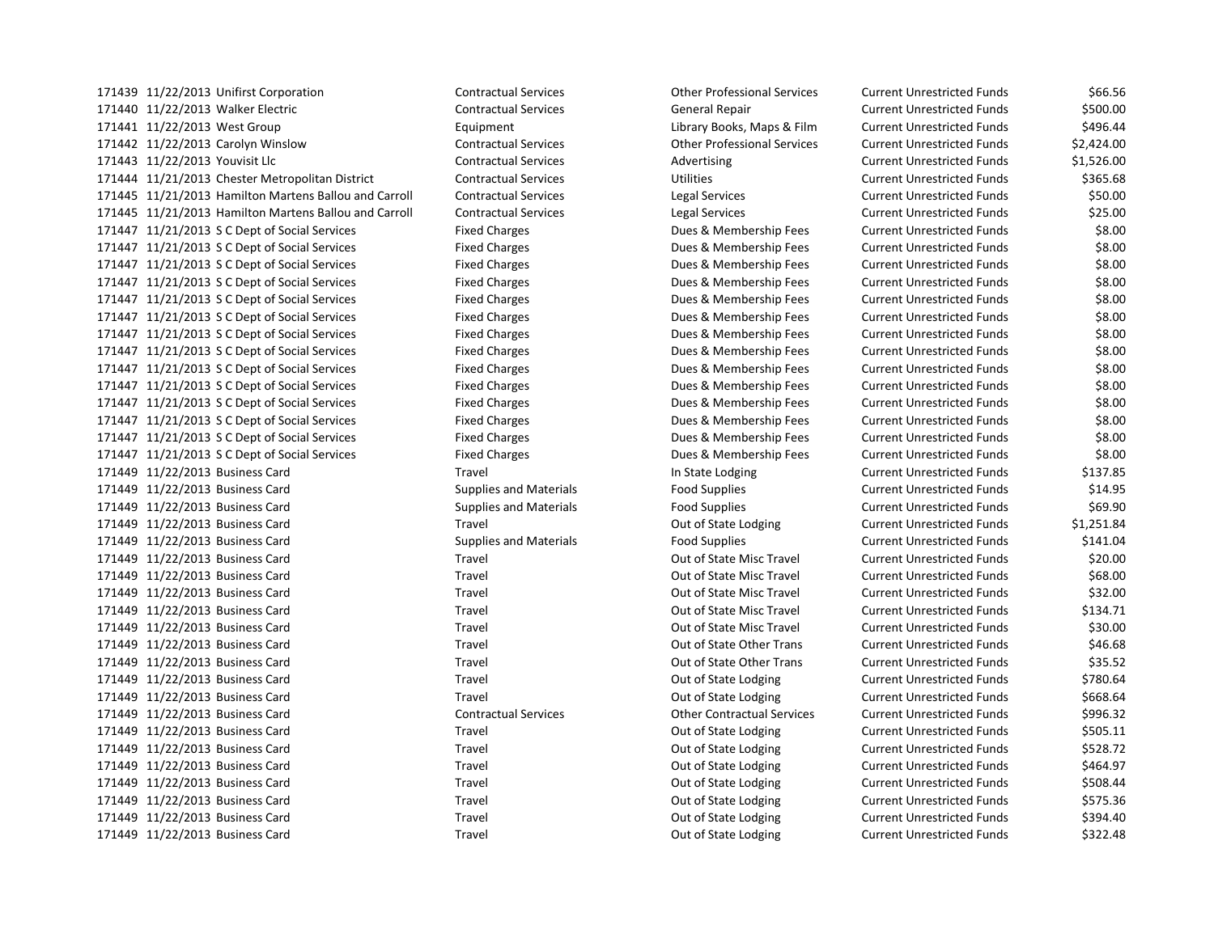| | | | | | | |
|---|---|---|---|---|---|---|
| 171439 | 11/22/2013 | Unifirst Corporation | Contractual Services | Other Professional Services | Current Unrestricted Funds | $66.56 |
| 171440 | 11/22/2013 | Walker Electric | Contractual Services | General Repair | Current Unrestricted Funds | $500.00 |
| 171441 | 11/22/2013 | West Group | Equipment | Library Books, Maps & Film | Current Unrestricted Funds | $496.44 |
| 171442 | 11/22/2013 | Carolyn Winslow | Contractual Services | Other Professional Services | Current Unrestricted Funds | $2,424.00 |
| 171443 | 11/22/2013 | Youvisit Llc | Contractual Services | Advertising | Current Unrestricted Funds | $1,526.00 |
| 171444 | 11/21/2013 | Chester Metropolitan District | Contractual Services | Utilities | Current Unrestricted Funds | $365.68 |
| 171445 | 11/21/2013 | Hamilton Martens Ballou and Carroll | Contractual Services | Legal Services | Current Unrestricted Funds | $50.00 |
| 171445 | 11/21/2013 | Hamilton Martens Ballou and Carroll | Contractual Services | Legal Services | Current Unrestricted Funds | $25.00 |
| 171447 | 11/21/2013 | S C Dept of Social Services | Fixed Charges | Dues & Membership Fees | Current Unrestricted Funds | $8.00 |
| 171447 | 11/21/2013 | S C Dept of Social Services | Fixed Charges | Dues & Membership Fees | Current Unrestricted Funds | $8.00 |
| 171447 | 11/21/2013 | S C Dept of Social Services | Fixed Charges | Dues & Membership Fees | Current Unrestricted Funds | $8.00 |
| 171447 | 11/21/2013 | S C Dept of Social Services | Fixed Charges | Dues & Membership Fees | Current Unrestricted Funds | $8.00 |
| 171447 | 11/21/2013 | S C Dept of Social Services | Fixed Charges | Dues & Membership Fees | Current Unrestricted Funds | $8.00 |
| 171447 | 11/21/2013 | S C Dept of Social Services | Fixed Charges | Dues & Membership Fees | Current Unrestricted Funds | $8.00 |
| 171447 | 11/21/2013 | S C Dept of Social Services | Fixed Charges | Dues & Membership Fees | Current Unrestricted Funds | $8.00 |
| 171447 | 11/21/2013 | S C Dept of Social Services | Fixed Charges | Dues & Membership Fees | Current Unrestricted Funds | $8.00 |
| 171447 | 11/21/2013 | S C Dept of Social Services | Fixed Charges | Dues & Membership Fees | Current Unrestricted Funds | $8.00 |
| 171447 | 11/21/2013 | S C Dept of Social Services | Fixed Charges | Dues & Membership Fees | Current Unrestricted Funds | $8.00 |
| 171447 | 11/21/2013 | S C Dept of Social Services | Fixed Charges | Dues & Membership Fees | Current Unrestricted Funds | $8.00 |
| 171447 | 11/21/2013 | S C Dept of Social Services | Fixed Charges | Dues & Membership Fees | Current Unrestricted Funds | $8.00 |
| 171447 | 11/21/2013 | S C Dept of Social Services | Fixed Charges | Dues & Membership Fees | Current Unrestricted Funds | $8.00 |
| 171447 | 11/21/2013 | S C Dept of Social Services | Fixed Charges | Dues & Membership Fees | Current Unrestricted Funds | $8.00 |
| 171449 | 11/22/2013 | Business Card | Travel | In State Lodging | Current Unrestricted Funds | $137.85 |
| 171449 | 11/22/2013 | Business Card | Supplies and Materials | Food Supplies | Current Unrestricted Funds | $14.95 |
| 171449 | 11/22/2013 | Business Card | Supplies and Materials | Food Supplies | Current Unrestricted Funds | $69.90 |
| 171449 | 11/22/2013 | Business Card | Travel | Out of State Lodging | Current Unrestricted Funds | $1,251.84 |
| 171449 | 11/22/2013 | Business Card | Supplies and Materials | Food Supplies | Current Unrestricted Funds | $141.04 |
| 171449 | 11/22/2013 | Business Card | Travel | Out of State Misc Travel | Current Unrestricted Funds | $20.00 |
| 171449 | 11/22/2013 | Business Card | Travel | Out of State Misc Travel | Current Unrestricted Funds | $68.00 |
| 171449 | 11/22/2013 | Business Card | Travel | Out of State Misc Travel | Current Unrestricted Funds | $32.00 |
| 171449 | 11/22/2013 | Business Card | Travel | Out of State Misc Travel | Current Unrestricted Funds | $134.71 |
| 171449 | 11/22/2013 | Business Card | Travel | Out of State Misc Travel | Current Unrestricted Funds | $30.00 |
| 171449 | 11/22/2013 | Business Card | Travel | Out of State Other Trans | Current Unrestricted Funds | $46.68 |
| 171449 | 11/22/2013 | Business Card | Travel | Out of State Other Trans | Current Unrestricted Funds | $35.52 |
| 171449 | 11/22/2013 | Business Card | Travel | Out of State Lodging | Current Unrestricted Funds | $780.64 |
| 171449 | 11/22/2013 | Business Card | Travel | Out of State Lodging | Current Unrestricted Funds | $668.64 |
| 171449 | 11/22/2013 | Business Card | Contractual Services | Other Contractual Services | Current Unrestricted Funds | $996.32 |
| 171449 | 11/22/2013 | Business Card | Travel | Out of State Lodging | Current Unrestricted Funds | $505.11 |
| 171449 | 11/22/2013 | Business Card | Travel | Out of State Lodging | Current Unrestricted Funds | $528.72 |
| 171449 | 11/22/2013 | Business Card | Travel | Out of State Lodging | Current Unrestricted Funds | $464.97 |
| 171449 | 11/22/2013 | Business Card | Travel | Out of State Lodging | Current Unrestricted Funds | $508.44 |
| 171449 | 11/22/2013 | Business Card | Travel | Out of State Lodging | Current Unrestricted Funds | $575.36 |
| 171449 | 11/22/2013 | Business Card | Travel | Out of State Lodging | Current Unrestricted Funds | $394.40 |
| 171449 | 11/22/2013 | Business Card | Travel | Out of State Lodging | Current Unrestricted Funds | $322.48 |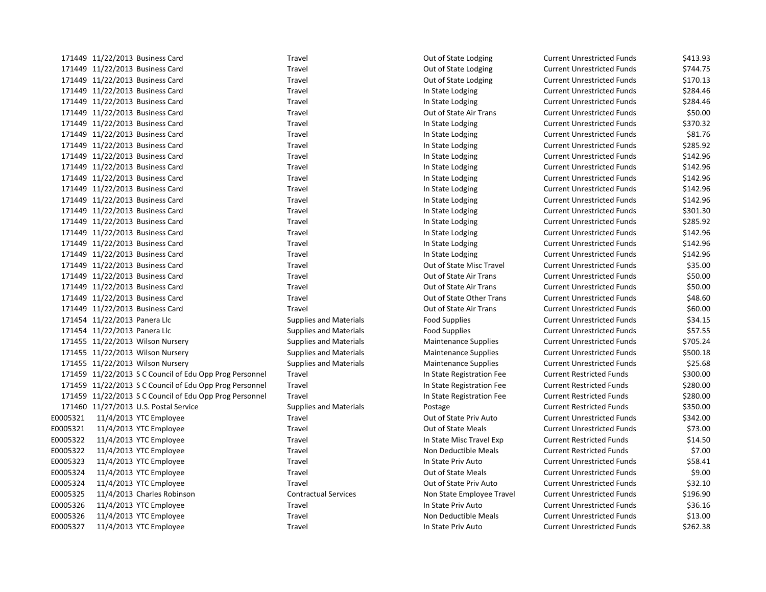| | | | | | | |
|---|---|---|---|---|---|---|
| 171449 | 11/22/2013 | Business Card | Travel | Out of State Lodging | Current Unrestricted Funds | $413.93 |
| 171449 | 11/22/2013 | Business Card | Travel | Out of State Lodging | Current Unrestricted Funds | $744.75 |
| 171449 | 11/22/2013 | Business Card | Travel | Out of State Lodging | Current Unrestricted Funds | $170.13 |
| 171449 | 11/22/2013 | Business Card | Travel | In State Lodging | Current Unrestricted Funds | $284.46 |
| 171449 | 11/22/2013 | Business Card | Travel | In State Lodging | Current Unrestricted Funds | $284.46 |
| 171449 | 11/22/2013 | Business Card | Travel | Out of State Air Trans | Current Unrestricted Funds | $50.00 |
| 171449 | 11/22/2013 | Business Card | Travel | In State Lodging | Current Unrestricted Funds | $370.32 |
| 171449 | 11/22/2013 | Business Card | Travel | In State Lodging | Current Unrestricted Funds | $81.76 |
| 171449 | 11/22/2013 | Business Card | Travel | In State Lodging | Current Unrestricted Funds | $285.92 |
| 171449 | 11/22/2013 | Business Card | Travel | In State Lodging | Current Unrestricted Funds | $142.96 |
| 171449 | 11/22/2013 | Business Card | Travel | In State Lodging | Current Unrestricted Funds | $142.96 |
| 171449 | 11/22/2013 | Business Card | Travel | In State Lodging | Current Unrestricted Funds | $142.96 |
| 171449 | 11/22/2013 | Business Card | Travel | In State Lodging | Current Unrestricted Funds | $142.96 |
| 171449 | 11/22/2013 | Business Card | Travel | In State Lodging | Current Unrestricted Funds | $142.96 |
| 171449 | 11/22/2013 | Business Card | Travel | In State Lodging | Current Unrestricted Funds | $301.30 |
| 171449 | 11/22/2013 | Business Card | Travel | In State Lodging | Current Unrestricted Funds | $285.92 |
| 171449 | 11/22/2013 | Business Card | Travel | In State Lodging | Current Unrestricted Funds | $142.96 |
| 171449 | 11/22/2013 | Business Card | Travel | In State Lodging | Current Unrestricted Funds | $142.96 |
| 171449 | 11/22/2013 | Business Card | Travel | In State Lodging | Current Unrestricted Funds | $142.96 |
| 171449 | 11/22/2013 | Business Card | Travel | Out of State Misc Travel | Current Unrestricted Funds | $35.00 |
| 171449 | 11/22/2013 | Business Card | Travel | Out of State Air Trans | Current Unrestricted Funds | $50.00 |
| 171449 | 11/22/2013 | Business Card | Travel | Out of State Air Trans | Current Unrestricted Funds | $50.00 |
| 171449 | 11/22/2013 | Business Card | Travel | Out of State Other Trans | Current Unrestricted Funds | $48.60 |
| 171449 | 11/22/2013 | Business Card | Travel | Out of State Air Trans | Current Unrestricted Funds | $60.00 |
| 171454 | 11/22/2013 | Panera Llc | Supplies and Materials | Food Supplies | Current Unrestricted Funds | $34.15 |
| 171454 | 11/22/2013 | Panera Llc | Supplies and Materials | Food Supplies | Current Unrestricted Funds | $57.55 |
| 171455 | 11/22/2013 | Wilson Nursery | Supplies and Materials | Maintenance Supplies | Current Unrestricted Funds | $705.24 |
| 171455 | 11/22/2013 | Wilson Nursery | Supplies and Materials | Maintenance Supplies | Current Unrestricted Funds | $500.18 |
| 171455 | 11/22/2013 | Wilson Nursery | Supplies and Materials | Maintenance Supplies | Current Unrestricted Funds | $25.68 |
| 171459 | 11/22/2013 | S C Council of Edu Opp Prog Personnel | Travel | In State Registration Fee | Current Restricted Funds | $300.00 |
| 171459 | 11/22/2013 | S C Council of Edu Opp Prog Personnel | Travel | In State Registration Fee | Current Restricted Funds | $280.00 |
| 171459 | 11/22/2013 | S C Council of Edu Opp Prog Personnel | Travel | In State Registration Fee | Current Restricted Funds | $280.00 |
| 171460 | 11/27/2013 | U.S. Postal Service | Supplies and Materials | Postage | Current Restricted Funds | $350.00 |
| E0005321 | 11/4/2013 | YTC Employee | Travel | Out of State Priv Auto | Current Unrestricted Funds | $342.00 |
| E0005321 | 11/4/2013 | YTC Employee | Travel | Out of State Meals | Current Unrestricted Funds | $73.00 |
| E0005322 | 11/4/2013 | YTC Employee | Travel | In State Misc Travel Exp | Current Restricted Funds | $14.50 |
| E0005322 | 11/4/2013 | YTC Employee | Travel | Non Deductible Meals | Current Restricted Funds | $7.00 |
| E0005323 | 11/4/2013 | YTC Employee | Travel | In State Priv Auto | Current Unrestricted Funds | $58.41 |
| E0005324 | 11/4/2013 | YTC Employee | Travel | Out of State Meals | Current Unrestricted Funds | $9.00 |
| E0005324 | 11/4/2013 | YTC Employee | Travel | Out of State Priv Auto | Current Unrestricted Funds | $32.10 |
| E0005325 | 11/4/2013 | Charles Robinson | Contractual Services | Non State Employee Travel | Current Unrestricted Funds | $196.90 |
| E0005326 | 11/4/2013 | YTC Employee | Travel | In State Priv Auto | Current Unrestricted Funds | $36.16 |
| E0005326 | 11/4/2013 | YTC Employee | Travel | Non Deductible Meals | Current Unrestricted Funds | $13.00 |
| E0005327 | 11/4/2013 | YTC Employee | Travel | In State Priv Auto | Current Unrestricted Funds | $262.38 |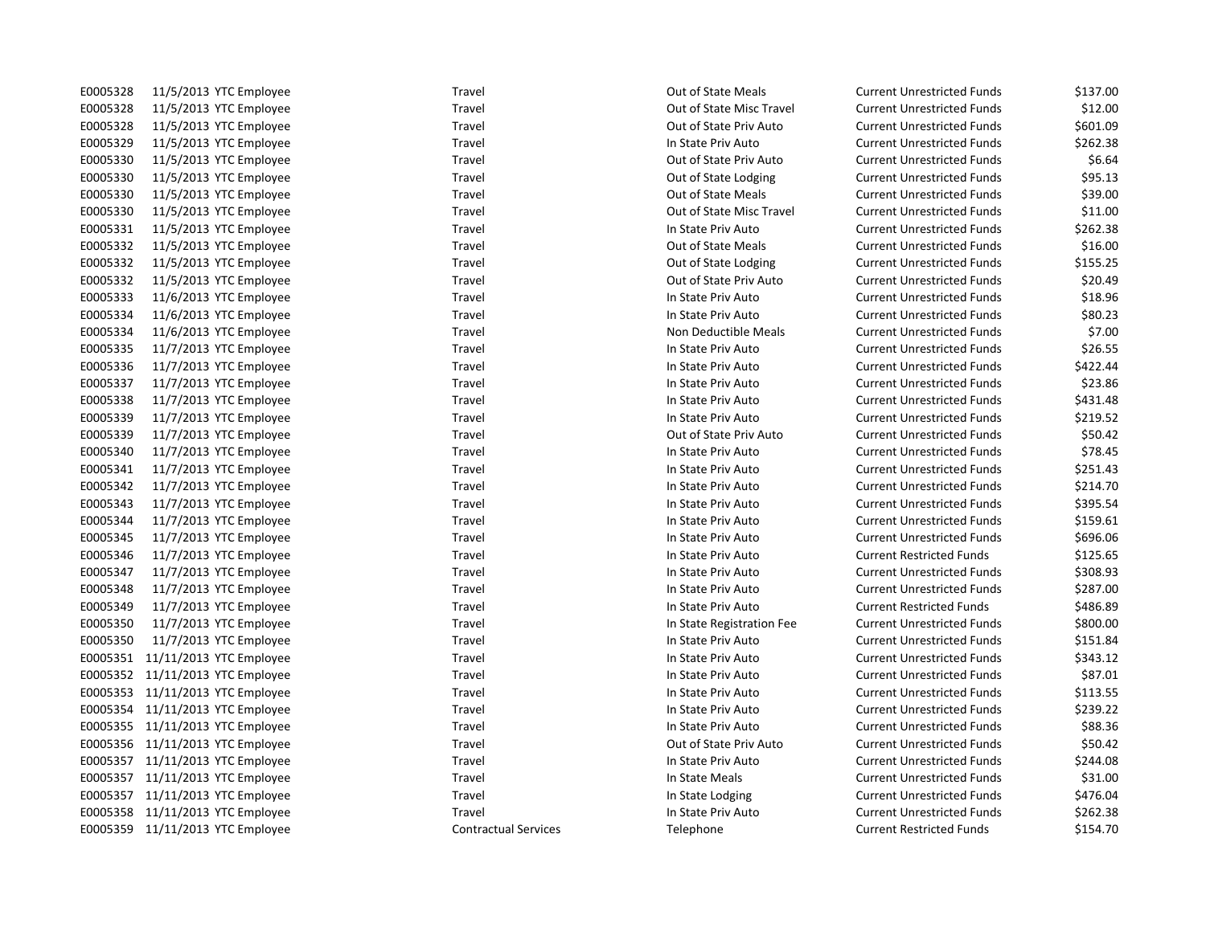| | | | | | | |
|---|---|---|---|---|---|---|
| E0005328 | 11/5/2013 | YTC Employee | Travel | Out of State Meals | Current Unrestricted Funds | $137.00 |
| E0005328 | 11/5/2013 | YTC Employee | Travel | Out of State Misc Travel | Current Unrestricted Funds | $12.00 |
| E0005328 | 11/5/2013 | YTC Employee | Travel | Out of State Priv Auto | Current Unrestricted Funds | $601.09 |
| E0005329 | 11/5/2013 | YTC Employee | Travel | In State Priv Auto | Current Unrestricted Funds | $262.38 |
| E0005330 | 11/5/2013 | YTC Employee | Travel | Out of State Priv Auto | Current Unrestricted Funds | $6.64 |
| E0005330 | 11/5/2013 | YTC Employee | Travel | Out of State Lodging | Current Unrestricted Funds | $95.13 |
| E0005330 | 11/5/2013 | YTC Employee | Travel | Out of State Meals | Current Unrestricted Funds | $39.00 |
| E0005330 | 11/5/2013 | YTC Employee | Travel | Out of State Misc Travel | Current Unrestricted Funds | $11.00 |
| E0005331 | 11/5/2013 | YTC Employee | Travel | In State Priv Auto | Current Unrestricted Funds | $262.38 |
| E0005332 | 11/5/2013 | YTC Employee | Travel | Out of State Meals | Current Unrestricted Funds | $16.00 |
| E0005332 | 11/5/2013 | YTC Employee | Travel | Out of State Lodging | Current Unrestricted Funds | $155.25 |
| E0005332 | 11/5/2013 | YTC Employee | Travel | Out of State Priv Auto | Current Unrestricted Funds | $20.49 |
| E0005333 | 11/6/2013 | YTC Employee | Travel | In State Priv Auto | Current Unrestricted Funds | $18.96 |
| E0005334 | 11/6/2013 | YTC Employee | Travel | In State Priv Auto | Current Unrestricted Funds | $80.23 |
| E0005334 | 11/6/2013 | YTC Employee | Travel | Non Deductible Meals | Current Unrestricted Funds | $7.00 |
| E0005335 | 11/7/2013 | YTC Employee | Travel | In State Priv Auto | Current Unrestricted Funds | $26.55 |
| E0005336 | 11/7/2013 | YTC Employee | Travel | In State Priv Auto | Current Unrestricted Funds | $422.44 |
| E0005337 | 11/7/2013 | YTC Employee | Travel | In State Priv Auto | Current Unrestricted Funds | $23.86 |
| E0005338 | 11/7/2013 | YTC Employee | Travel | In State Priv Auto | Current Unrestricted Funds | $431.48 |
| E0005339 | 11/7/2013 | YTC Employee | Travel | In State Priv Auto | Current Unrestricted Funds | $219.52 |
| E0005339 | 11/7/2013 | YTC Employee | Travel | Out of State Priv Auto | Current Unrestricted Funds | $50.42 |
| E0005340 | 11/7/2013 | YTC Employee | Travel | In State Priv Auto | Current Unrestricted Funds | $78.45 |
| E0005341 | 11/7/2013 | YTC Employee | Travel | In State Priv Auto | Current Unrestricted Funds | $251.43 |
| E0005342 | 11/7/2013 | YTC Employee | Travel | In State Priv Auto | Current Unrestricted Funds | $214.70 |
| E0005343 | 11/7/2013 | YTC Employee | Travel | In State Priv Auto | Current Unrestricted Funds | $395.54 |
| E0005344 | 11/7/2013 | YTC Employee | Travel | In State Priv Auto | Current Unrestricted Funds | $159.61 |
| E0005345 | 11/7/2013 | YTC Employee | Travel | In State Priv Auto | Current Unrestricted Funds | $696.06 |
| E0005346 | 11/7/2013 | YTC Employee | Travel | In State Priv Auto | Current Restricted Funds | $125.65 |
| E0005347 | 11/7/2013 | YTC Employee | Travel | In State Priv Auto | Current Unrestricted Funds | $308.93 |
| E0005348 | 11/7/2013 | YTC Employee | Travel | In State Priv Auto | Current Unrestricted Funds | $287.00 |
| E0005349 | 11/7/2013 | YTC Employee | Travel | In State Priv Auto | Current Restricted Funds | $486.89 |
| E0005350 | 11/7/2013 | YTC Employee | Travel | In State Registration Fee | Current Unrestricted Funds | $800.00 |
| E0005350 | 11/7/2013 | YTC Employee | Travel | In State Priv Auto | Current Unrestricted Funds | $151.84 |
| E0005351 | 11/11/2013 | YTC Employee | Travel | In State Priv Auto | Current Unrestricted Funds | $343.12 |
| E0005352 | 11/11/2013 | YTC Employee | Travel | In State Priv Auto | Current Unrestricted Funds | $87.01 |
| E0005353 | 11/11/2013 | YTC Employee | Travel | In State Priv Auto | Current Unrestricted Funds | $113.55 |
| E0005354 | 11/11/2013 | YTC Employee | Travel | In State Priv Auto | Current Unrestricted Funds | $239.22 |
| E0005355 | 11/11/2013 | YTC Employee | Travel | In State Priv Auto | Current Unrestricted Funds | $88.36 |
| E0005356 | 11/11/2013 | YTC Employee | Travel | Out of State Priv Auto | Current Unrestricted Funds | $50.42 |
| E0005357 | 11/11/2013 | YTC Employee | Travel | In State Priv Auto | Current Unrestricted Funds | $244.08 |
| E0005357 | 11/11/2013 | YTC Employee | Travel | In State Meals | Current Unrestricted Funds | $31.00 |
| E0005357 | 11/11/2013 | YTC Employee | Travel | In State Lodging | Current Unrestricted Funds | $476.04 |
| E0005358 | 11/11/2013 | YTC Employee | Travel | In State Priv Auto | Current Unrestricted Funds | $262.38 |
| E0005359 | 11/11/2013 | YTC Employee | Contractual Services | Telephone | Current Restricted Funds | $154.70 |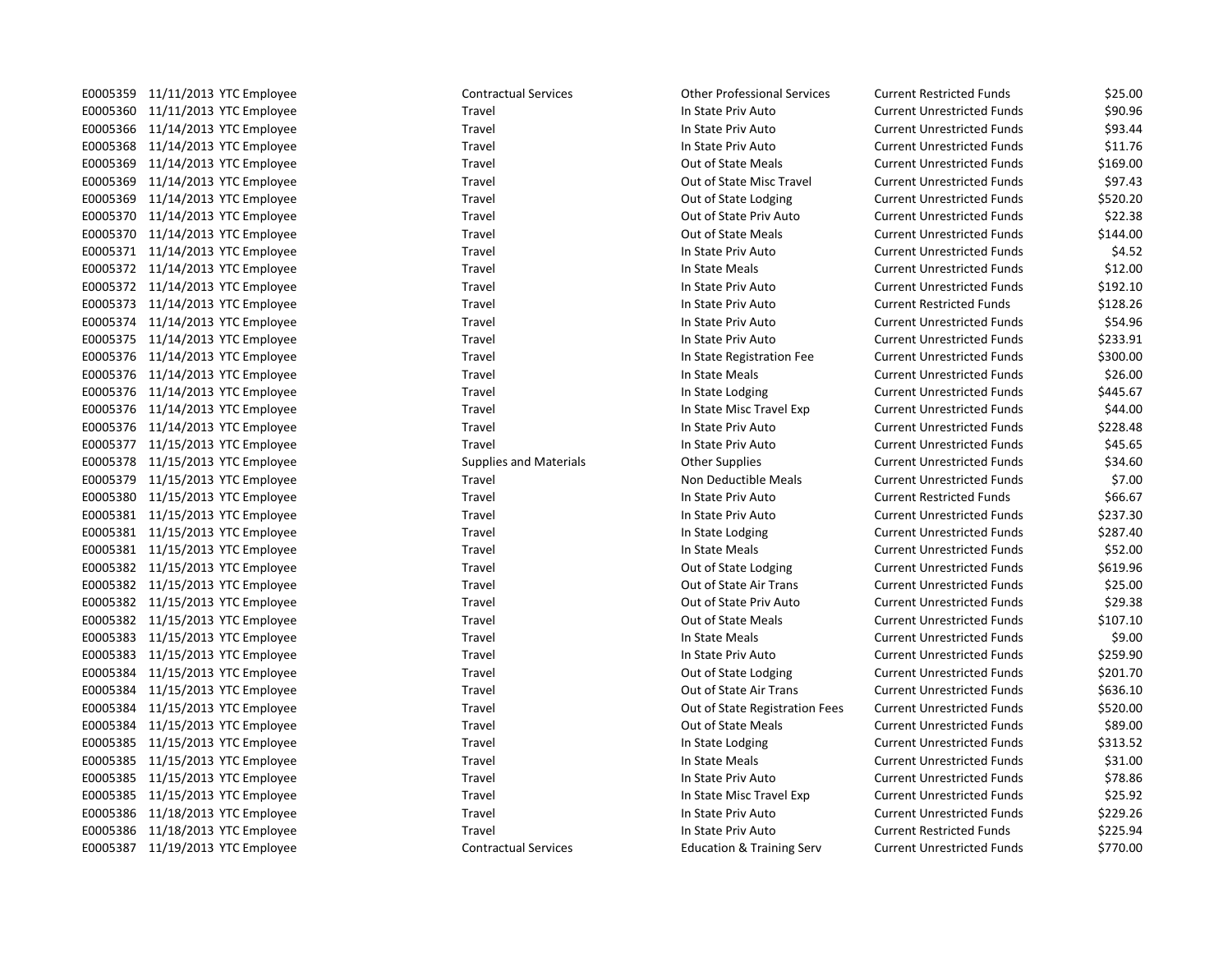| | | | | | | |
|---|---|---|---|---|---|---|
| E0005359 | 11/11/2013 | YTC Employee | Contractual Services | Other Professional Services | Current Restricted Funds | $25.00 |
| E0005360 | 11/11/2013 | YTC Employee | Travel | In State Priv Auto | Current Unrestricted Funds | $90.96 |
| E0005366 | 11/14/2013 | YTC Employee | Travel | In State Priv Auto | Current Unrestricted Funds | $93.44 |
| E0005368 | 11/14/2013 | YTC Employee | Travel | In State Priv Auto | Current Unrestricted Funds | $11.76 |
| E0005369 | 11/14/2013 | YTC Employee | Travel | Out of State Meals | Current Unrestricted Funds | $169.00 |
| E0005369 | 11/14/2013 | YTC Employee | Travel | Out of State Misc Travel | Current Unrestricted Funds | $97.43 |
| E0005369 | 11/14/2013 | YTC Employee | Travel | Out of State Lodging | Current Unrestricted Funds | $520.20 |
| E0005370 | 11/14/2013 | YTC Employee | Travel | Out of State Priv Auto | Current Unrestricted Funds | $22.38 |
| E0005370 | 11/14/2013 | YTC Employee | Travel | Out of State Meals | Current Unrestricted Funds | $144.00 |
| E0005371 | 11/14/2013 | YTC Employee | Travel | In State Priv Auto | Current Unrestricted Funds | $4.52 |
| E0005372 | 11/14/2013 | YTC Employee | Travel | In State Meals | Current Unrestricted Funds | $12.00 |
| E0005372 | 11/14/2013 | YTC Employee | Travel | In State Priv Auto | Current Unrestricted Funds | $192.10 |
| E0005373 | 11/14/2013 | YTC Employee | Travel | In State Priv Auto | Current Restricted Funds | $128.26 |
| E0005374 | 11/14/2013 | YTC Employee | Travel | In State Priv Auto | Current Unrestricted Funds | $54.96 |
| E0005375 | 11/14/2013 | YTC Employee | Travel | In State Priv Auto | Current Unrestricted Funds | $233.91 |
| E0005376 | 11/14/2013 | YTC Employee | Travel | In State Registration Fee | Current Unrestricted Funds | $300.00 |
| E0005376 | 11/14/2013 | YTC Employee | Travel | In State Meals | Current Unrestricted Funds | $26.00 |
| E0005376 | 11/14/2013 | YTC Employee | Travel | In State Lodging | Current Unrestricted Funds | $445.67 |
| E0005376 | 11/14/2013 | YTC Employee | Travel | In State Misc Travel Exp | Current Unrestricted Funds | $44.00 |
| E0005376 | 11/14/2013 | YTC Employee | Travel | In State Priv Auto | Current Unrestricted Funds | $228.48 |
| E0005377 | 11/15/2013 | YTC Employee | Travel | In State Priv Auto | Current Unrestricted Funds | $45.65 |
| E0005378 | 11/15/2013 | YTC Employee | Supplies and Materials | Other Supplies | Current Unrestricted Funds | $34.60 |
| E0005379 | 11/15/2013 | YTC Employee | Travel | Non Deductible Meals | Current Unrestricted Funds | $7.00 |
| E0005380 | 11/15/2013 | YTC Employee | Travel | In State Priv Auto | Current Restricted Funds | $66.67 |
| E0005381 | 11/15/2013 | YTC Employee | Travel | In State Priv Auto | Current Unrestricted Funds | $237.30 |
| E0005381 | 11/15/2013 | YTC Employee | Travel | In State Lodging | Current Unrestricted Funds | $287.40 |
| E0005381 | 11/15/2013 | YTC Employee | Travel | In State Meals | Current Unrestricted Funds | $52.00 |
| E0005382 | 11/15/2013 | YTC Employee | Travel | Out of State Lodging | Current Unrestricted Funds | $619.96 |
| E0005382 | 11/15/2013 | YTC Employee | Travel | Out of State Air Trans | Current Unrestricted Funds | $25.00 |
| E0005382 | 11/15/2013 | YTC Employee | Travel | Out of State Priv Auto | Current Unrestricted Funds | $29.38 |
| E0005382 | 11/15/2013 | YTC Employee | Travel | Out of State Meals | Current Unrestricted Funds | $107.10 |
| E0005383 | 11/15/2013 | YTC Employee | Travel | In State Meals | Current Unrestricted Funds | $9.00 |
| E0005383 | 11/15/2013 | YTC Employee | Travel | In State Priv Auto | Current Unrestricted Funds | $259.90 |
| E0005384 | 11/15/2013 | YTC Employee | Travel | Out of State Lodging | Current Unrestricted Funds | $201.70 |
| E0005384 | 11/15/2013 | YTC Employee | Travel | Out of State Air Trans | Current Unrestricted Funds | $636.10 |
| E0005384 | 11/15/2013 | YTC Employee | Travel | Out of State Registration Fees | Current Unrestricted Funds | $520.00 |
| E0005384 | 11/15/2013 | YTC Employee | Travel | Out of State Meals | Current Unrestricted Funds | $89.00 |
| E0005385 | 11/15/2013 | YTC Employee | Travel | In State Lodging | Current Unrestricted Funds | $313.52 |
| E0005385 | 11/15/2013 | YTC Employee | Travel | In State Meals | Current Unrestricted Funds | $31.00 |
| E0005385 | 11/15/2013 | YTC Employee | Travel | In State Priv Auto | Current Unrestricted Funds | $78.86 |
| E0005385 | 11/15/2013 | YTC Employee | Travel | In State Misc Travel Exp | Current Unrestricted Funds | $25.92 |
| E0005386 | 11/18/2013 | YTC Employee | Travel | In State Priv Auto | Current Unrestricted Funds | $229.26 |
| E0005386 | 11/18/2013 | YTC Employee | Travel | In State Priv Auto | Current Restricted Funds | $225.94 |
| E0005387 | 11/19/2013 | YTC Employee | Contractual Services | Education & Training Serv | Current Unrestricted Funds | $770.00 |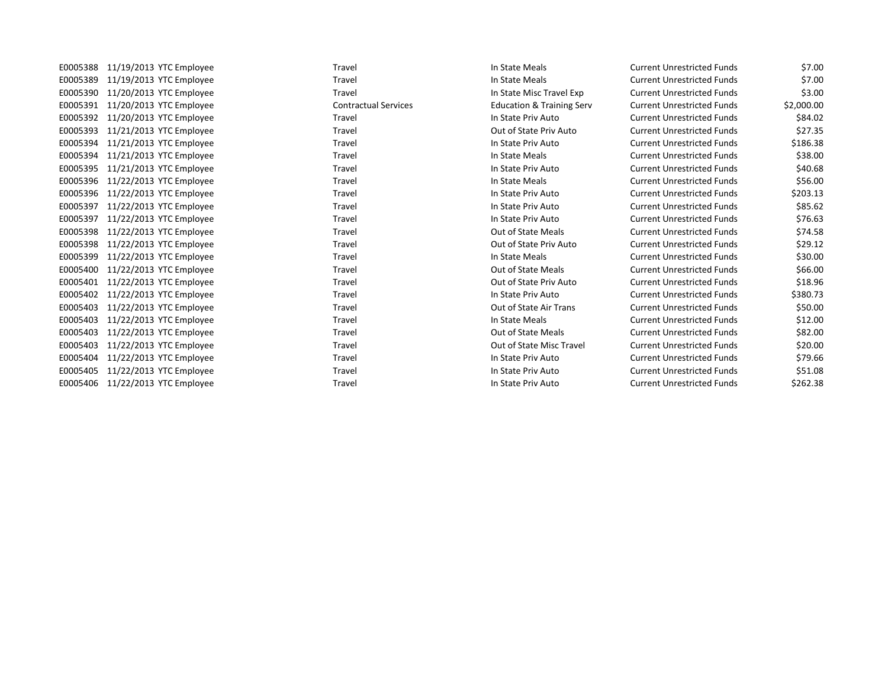| | | | | | | |
|---|---|---|---|---|---|---|
| E0005388 | 11/19/2013 | YTC Employee | Travel | In State Meals | Current Unrestricted Funds | $7.00 |
| E0005389 | 11/19/2013 | YTC Employee | Travel | In State Meals | Current Unrestricted Funds | $7.00 |
| E0005390 | 11/20/2013 | YTC Employee | Travel | In State Misc Travel Exp | Current Unrestricted Funds | $3.00 |
| E0005391 | 11/20/2013 | YTC Employee | Contractual Services | Education & Training Serv | Current Unrestricted Funds | $2,000.00 |
| E0005392 | 11/20/2013 | YTC Employee | Travel | In State Priv Auto | Current Unrestricted Funds | $84.02 |
| E0005393 | 11/21/2013 | YTC Employee | Travel | Out of State Priv Auto | Current Unrestricted Funds | $27.35 |
| E0005394 | 11/21/2013 | YTC Employee | Travel | In State Priv Auto | Current Unrestricted Funds | $186.38 |
| E0005394 | 11/21/2013 | YTC Employee | Travel | In State Meals | Current Unrestricted Funds | $38.00 |
| E0005395 | 11/21/2013 | YTC Employee | Travel | In State Priv Auto | Current Unrestricted Funds | $40.68 |
| E0005396 | 11/22/2013 | YTC Employee | Travel | In State Meals | Current Unrestricted Funds | $56.00 |
| E0005396 | 11/22/2013 | YTC Employee | Travel | In State Priv Auto | Current Unrestricted Funds | $203.13 |
| E0005397 | 11/22/2013 | YTC Employee | Travel | In State Priv Auto | Current Unrestricted Funds | $85.62 |
| E0005397 | 11/22/2013 | YTC Employee | Travel | In State Priv Auto | Current Unrestricted Funds | $76.63 |
| E0005398 | 11/22/2013 | YTC Employee | Travel | Out of State Meals | Current Unrestricted Funds | $74.58 |
| E0005398 | 11/22/2013 | YTC Employee | Travel | Out of State Priv Auto | Current Unrestricted Funds | $29.12 |
| E0005399 | 11/22/2013 | YTC Employee | Travel | In State Meals | Current Unrestricted Funds | $30.00 |
| E0005400 | 11/22/2013 | YTC Employee | Travel | Out of State Meals | Current Unrestricted Funds | $66.00 |
| E0005401 | 11/22/2013 | YTC Employee | Travel | Out of State Priv Auto | Current Unrestricted Funds | $18.96 |
| E0005402 | 11/22/2013 | YTC Employee | Travel | In State Priv Auto | Current Unrestricted Funds | $380.73 |
| E0005403 | 11/22/2013 | YTC Employee | Travel | Out of State Air Trans | Current Unrestricted Funds | $50.00 |
| E0005403 | 11/22/2013 | YTC Employee | Travel | In State Meals | Current Unrestricted Funds | $12.00 |
| E0005403 | 11/22/2013 | YTC Employee | Travel | Out of State Meals | Current Unrestricted Funds | $82.00 |
| E0005403 | 11/22/2013 | YTC Employee | Travel | Out of State Misc Travel | Current Unrestricted Funds | $20.00 |
| E0005404 | 11/22/2013 | YTC Employee | Travel | In State Priv Auto | Current Unrestricted Funds | $79.66 |
| E0005405 | 11/22/2013 | YTC Employee | Travel | In State Priv Auto | Current Unrestricted Funds | $51.08 |
| E0005406 | 11/22/2013 | YTC Employee | Travel | In State Priv Auto | Current Unrestricted Funds | $262.38 |